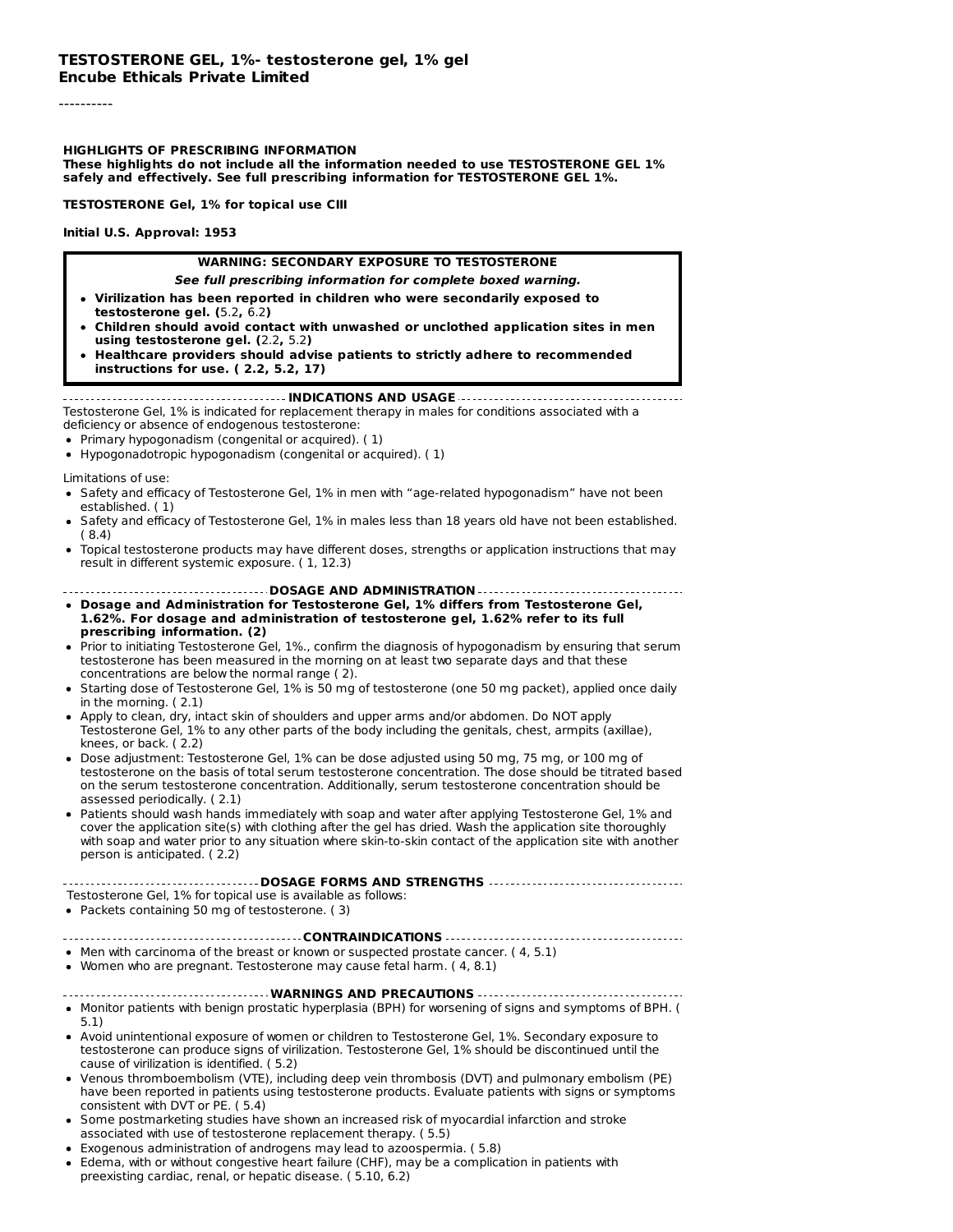**TESTOSTERONE GEL, 1%- testosterone gel, 1% gel**
**Encube Ethicals Private Limited**

----------

**HIGHLIGHTS OF PRESCRIBING INFORMATION**
**These highlights do not include all the information needed to use TESTOSTERONE GEL 1% safely and effectively. See full prescribing information for TESTOSTERONE GEL 1%.**

**TESTOSTERONE Gel, 1% for topical use CIII**

**Initial U.S. Approval: 1953**

**WARNING: SECONDARY EXPOSURE TO TESTOSTERONE**

***See full prescribing information for complete boxed warning.***

- **Virilization has been reported in children who were secondarily exposed to testosterone gel. (**5.2**,** 6.2**)**
- **Children should avoid contact with unwashed or unclothed application sites in men using testosterone gel. (**2.2**,** 5.2**)**
- **Healthcare providers should advise patients to strictly adhere to recommended instructions for use. ( 2.2, 5.2, 17)**

**INDICATIONS AND USAGE**

Testosterone Gel, 1% is indicated for replacement therapy in males for conditions associated with a deficiency or absence of endogenous testosterone:

- Primary hypogonadism (congenital or acquired). ( 1)
- Hypogonadotropic hypogonadism (congenital or acquired). ( 1)

Limitations of use:

- Safety and efficacy of Testosterone Gel, 1% in men with “age-related hypogonadism” have not been established. ( 1)
- Safety and efficacy of Testosterone Gel, 1% in males less than 18 years old have not been established. ( 8.4)
- Topical testosterone products may have different doses, strengths or application instructions that may result in different systemic exposure. ( 1, 12.3)

**DOSAGE AND ADMINISTRATION**

- **Dosage and Administration for Testosterone Gel, 1% differs from Testosterone Gel, 1.62%. For dosage and administration of testosterone gel, 1.62% refer to its full prescribing information. (2)**
- Prior to initiating Testosterone Gel, 1%., confirm the diagnosis of hypogonadism by ensuring that serum testosterone has been measured in the morning on at least two separate days and that these concentrations are below the normal range ( 2).
- Starting dose of Testosterone Gel, 1% is 50 mg of testosterone (one 50 mg packet), applied once daily in the morning. ( 2.1)
- Apply to clean, dry, intact skin of shoulders and upper arms and/or abdomen. Do NOT apply Testosterone Gel, 1% to any other parts of the body including the genitals, chest, armpits (axillae), knees, or back. ( 2.2)
- Dose adjustment: Testosterone Gel, 1% can be dose adjusted using 50 mg, 75 mg, or 100 mg of testosterone on the basis of total serum testosterone concentration. The dose should be titrated based on the serum testosterone concentration. Additionally, serum testosterone concentration should be assessed periodically. ( 2.1)
- Patients should wash hands immediately with soap and water after applying Testosterone Gel, 1% and cover the application site(s) with clothing after the gel has dried. Wash the application site thoroughly with soap and water prior to any situation where skin-to-skin contact of the application site with another person is anticipated. ( 2.2)

**DOSAGE FORMS AND STRENGTHS**

Testosterone Gel, 1% for topical use is available as follows:

- Packets containing 50 mg of testosterone. ( 3)

**CONTRAINDICATIONS**

- Men with carcinoma of the breast or known or suspected prostate cancer. ( 4, 5.1)
- Women who are pregnant. Testosterone may cause fetal harm. ( 4, 8.1)

**WARNINGS AND PRECAUTIONS**

- Monitor patients with benign prostatic hyperplasia (BPH) for worsening of signs and symptoms of BPH. ( 5.1)
- Avoid unintentional exposure of women or children to Testosterone Gel, 1%. Secondary exposure to testosterone can produce signs of virilization. Testosterone Gel, 1% should be discontinued until the cause of virilization is identified. ( 5.2)
- Venous thromboembolism (VTE), including deep vein thrombosis (DVT) and pulmonary embolism (PE) have been reported in patients using testosterone products. Evaluate patients with signs or symptoms consistent with DVT or PE. ( 5.4)
- Some postmarketing studies have shown an increased risk of myocardial infarction and stroke associated with use of testosterone replacement therapy. ( 5.5)
- Exogenous administration of androgens may lead to azoospermia. ( 5.8)
- Edema, with or without congestive heart failure (CHF), may be a complication in patients with preexisting cardiac, renal, or hepatic disease. ( 5.10, 6.2)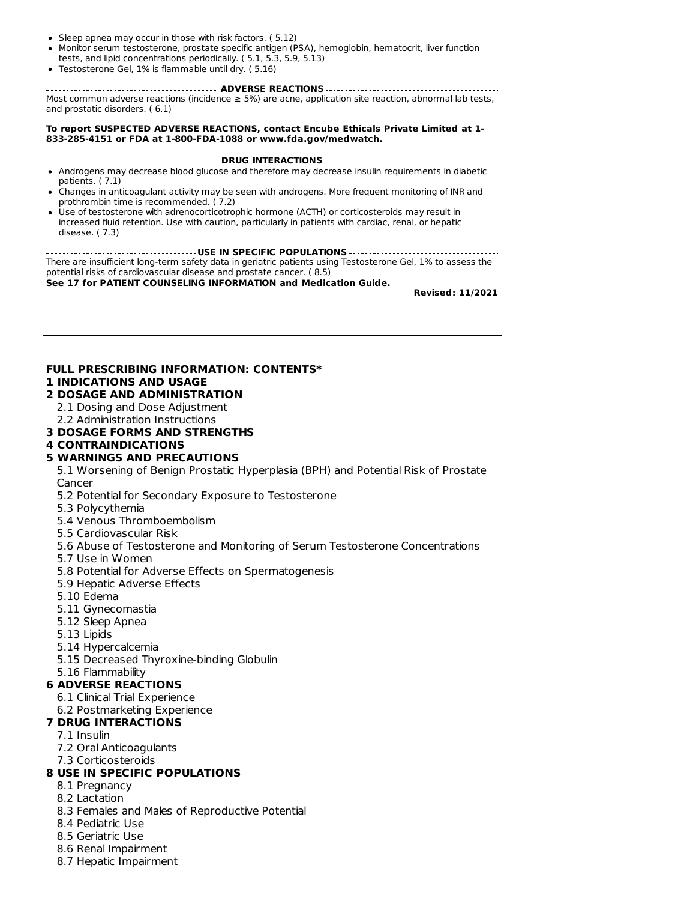- Sleep apnea may occur in those with risk factors. ( 5.12)
- Monitor serum testosterone, prostate specific antigen (PSA), hemoglobin, hematocrit, liver function tests, and lipid concentrations periodically. ( 5.1, 5.3, 5.9, 5.13)
- Testosterone Gel, 1% is flammable until dry. ( 5.16)

**ADVERSE REACTIONS**

Most common adverse reactions (incidence ≥ 5%) are acne, application site reaction, abnormal lab tests, and prostatic disorders. ( 6.1)

**To report SUSPECTED ADVERSE REACTIONS, contact Encube Ethicals Private Limited at 1-833-285-4151 or FDA at 1-800-FDA-1088 or www.fda.gov/medwatch.**

**DRUG INTERACTIONS**

- Androgens may decrease blood glucose and therefore may decrease insulin requirements in diabetic patients. ( 7.1)
- Changes in anticoagulant activity may be seen with androgens. More frequent monitoring of INR and prothrombin time is recommended. ( 7.2)
- Use of testosterone with adrenocorticotrophic hormone (ACTH) or corticosteroids may result in increased fluid retention. Use with caution, particularly in patients with cardiac, renal, or hepatic disease. ( 7.3)

**USE IN SPECIFIC POPULATIONS**

There are insufficient long-term safety data in geriatric patients using Testosterone Gel, 1% to assess the potential risks of cardiovascular disease and prostate cancer. ( 8.5)

**See 17 for PATIENT COUNSELING INFORMATION and Medication Guide.**

**Revised: 11/2021**

---

**FULL PRESCRIBING INFORMATION: CONTENTS***

**1 INDICATIONS AND USAGE**

**2 DOSAGE AND ADMINISTRATION**
- 2.1 Dosing and Dose Adjustment
- 2.2 Administration Instructions

**3 DOSAGE FORMS AND STRENGTHS**

**4 CONTRAINDICATIONS**

**5 WARNINGS AND PRECAUTIONS**
- 5.1 Worsening of Benign Prostatic Hyperplasia (BPH) and Potential Risk of Prostate Cancer
- 5.2 Potential for Secondary Exposure to Testosterone
- 5.3 Polycythemia
- 5.4 Venous Thromboembolism
- 5.5 Cardiovascular Risk
- 5.6 Abuse of Testosterone and Monitoring of Serum Testosterone Concentrations
- 5.7 Use in Women
- 5.8 Potential for Adverse Effects on Spermatogenesis
- 5.9 Hepatic Adverse Effects
- 5.10 Edema
- 5.11 Gynecomastia
- 5.12 Sleep Apnea
- 5.13 Lipids
- 5.14 Hypercalcemia
- 5.15 Decreased Thyroxine-binding Globulin
- 5.16 Flammability

**6 ADVERSE REACTIONS**
- 6.1 Clinical Trial Experience
- 6.2 Postmarketing Experience

**7 DRUG INTERACTIONS**
- 7.1 Insulin
- 7.2 Oral Anticoagulants
- 7.3 Corticosteroids

**8 USE IN SPECIFIC POPULATIONS**
- 8.1 Pregnancy
- 8.2 Lactation
- 8.3 Females and Males of Reproductive Potential
- 8.4 Pediatric Use
- 8.5 Geriatric Use
- 8.6 Renal Impairment
- 8.7 Hepatic Impairment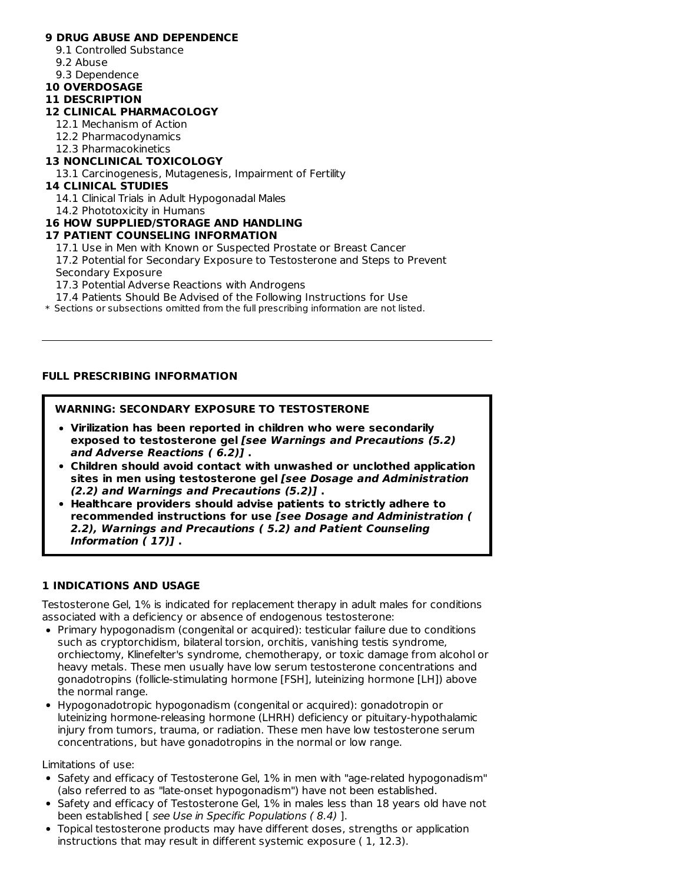**9 DRUG ABUSE AND DEPENDENCE**

9.1 Controlled Substance

9.2 Abuse

9.3 Dependence

**10 OVERDOSAGE**

**11 DESCRIPTION**

**12 CLINICAL PHARMACOLOGY**

12.1 Mechanism of Action

12.2 Pharmacodynamics

12.3 Pharmacokinetics

**13 NONCLINICAL TOXICOLOGY**

13.1 Carcinogenesis, Mutagenesis, Impairment of Fertility

**14 CLINICAL STUDIES**

14.1 Clinical Trials in Adult Hypogonadal Males

14.2 Phototoxicity in Humans

**16 HOW SUPPLIED/STORAGE AND HANDLING**

**17 PATIENT COUNSELING INFORMATION**

17.1 Use in Men with Known or Suspected Prostate or Breast Cancer

17.2 Potential for Secondary Exposure to Testosterone and Steps to Prevent Secondary Exposure

17.3 Potential Adverse Reactions with Androgens

17.4 Patients Should Be Advised of the Following Instructions for Use

* Sections or subsections omitted from the full prescribing information are not listed.

---

## FULL PRESCRIBING INFORMATION

**WARNING: SECONDARY EXPOSURE TO TESTOSTERONE**

- **Virilization has been reported in children who were secondarily exposed to testosterone gel *[see Warnings and Precautions (5.2) and Adverse Reactions ( 6.2)]* .**
- **Children should avoid contact with unwashed or unclothed application sites in men using testosterone gel *[see Dosage and Administration (2.2) and Warnings and Precautions (5.2)]* .**
- **Healthcare providers should advise patients to strictly adhere to recommended instructions for use *[see Dosage and Administration ( 2.2), Warnings and Precautions ( 5.2) and Patient Counseling Information ( 17)]* .**

## 1 INDICATIONS AND USAGE

Testosterone Gel, 1% is indicated for replacement therapy in adult males for conditions associated with a deficiency or absence of endogenous testosterone:

- Primary hypogonadism (congenital or acquired): testicular failure due to conditions such as cryptorchidism, bilateral torsion, orchitis, vanishing testis syndrome, orchiectomy, Klinefelter's syndrome, chemotherapy, or toxic damage from alcohol or heavy metals. These men usually have low serum testosterone concentrations and gonadotropins (follicle-stimulating hormone [FSH], luteinizing hormone [LH]) above the normal range.
- Hypogonadotropic hypogonadism (congenital or acquired): gonadotropin or luteinizing hormone-releasing hormone (LHRH) deficiency or pituitary-hypothalamic injury from tumors, trauma, or radiation. These men have low testosterone serum concentrations, but have gonadotropins in the normal or low range.

Limitations of use:

- Safety and efficacy of Testosterone Gel, 1% in men with "age-related hypogonadism" (also referred to as "late-onset hypogonadism") have not been established.
- Safety and efficacy of Testosterone Gel, 1% in males less than 18 years old have not been established [ *see Use in Specific Populations ( 8.4)* ].
- Topical testosterone products may have different doses, strengths or application instructions that may result in different systemic exposure ( 1, 12.3).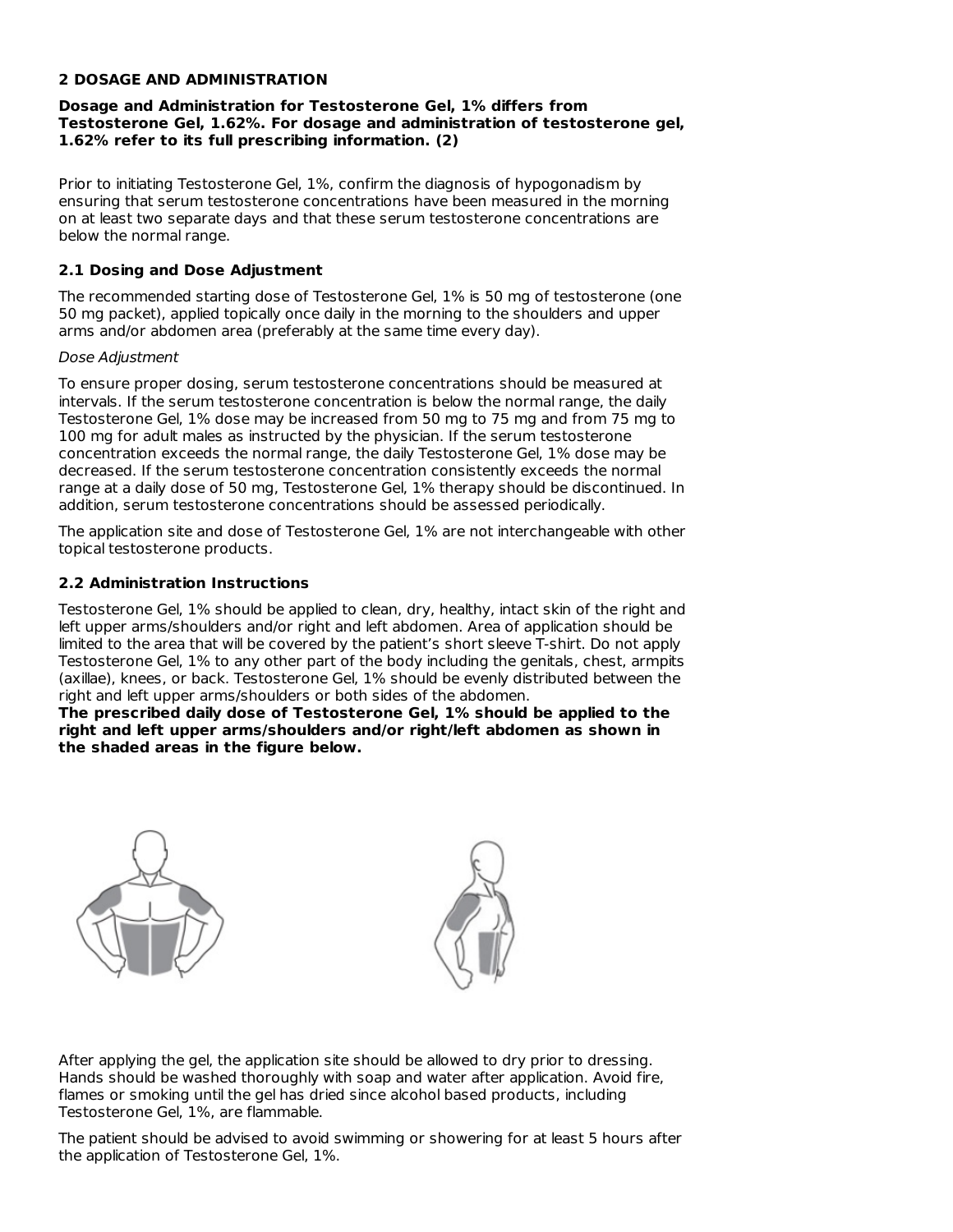## 2 DOSAGE AND ADMINISTRATION

**Dosage and Administration for Testosterone Gel, 1% differs from Testosterone Gel, 1.62%. For dosage and administration of testosterone gel, 1.62% refer to its full prescribing information. (2)**

Prior to initiating Testosterone Gel, 1%, confirm the diagnosis of hypogonadism by ensuring that serum testosterone concentrations have been measured in the morning on at least two separate days and that these serum testosterone concentrations are below the normal range.

### 2.1 Dosing and Dose Adjustment

The recommended starting dose of Testosterone Gel, 1% is 50 mg of testosterone (one 50 mg packet), applied topically once daily in the morning to the shoulders and upper arms and/or abdomen area (preferably at the same time every day).

*Dose Adjustment*

To ensure proper dosing, serum testosterone concentrations should be measured at intervals. If the serum testosterone concentration is below the normal range, the daily Testosterone Gel, 1% dose may be increased from 50 mg to 75 mg and from 75 mg to 100 mg for adult males as instructed by the physician. If the serum testosterone concentration exceeds the normal range, the daily Testosterone Gel, 1% dose may be decreased. If the serum testosterone concentration consistently exceeds the normal range at a daily dose of 50 mg, Testosterone Gel, 1% therapy should be discontinued. In addition, serum testosterone concentrations should be assessed periodically.

The application site and dose of Testosterone Gel, 1% are not interchangeable with other topical testosterone products.

### 2.2 Administration Instructions

Testosterone Gel, 1% should be applied to clean, dry, healthy, intact skin of the right and left upper arms/shoulders and/or right and left abdomen. Area of application should be limited to the area that will be covered by the patient's short sleeve T-shirt. Do not apply Testosterone Gel, 1% to any other part of the body including the genitals, chest, armpits (axillae), knees, or back. Testosterone Gel, 1% should be evenly distributed between the right and left upper arms/shoulders or both sides of the abdomen.
**The prescribed daily dose of Testosterone Gel, 1% should be applied to the right and left upper arms/shoulders and/or right/left abdomen as shown in the shaded areas in the figure below.**

After applying the gel, the application site should be allowed to dry prior to dressing. Hands should be washed thoroughly with soap and water after application. Avoid fire, flames or smoking until the gel has dried since alcohol based products, including Testosterone Gel, 1%, are flammable.

The patient should be advised to avoid swimming or showering for at least 5 hours after the application of Testosterone Gel, 1%.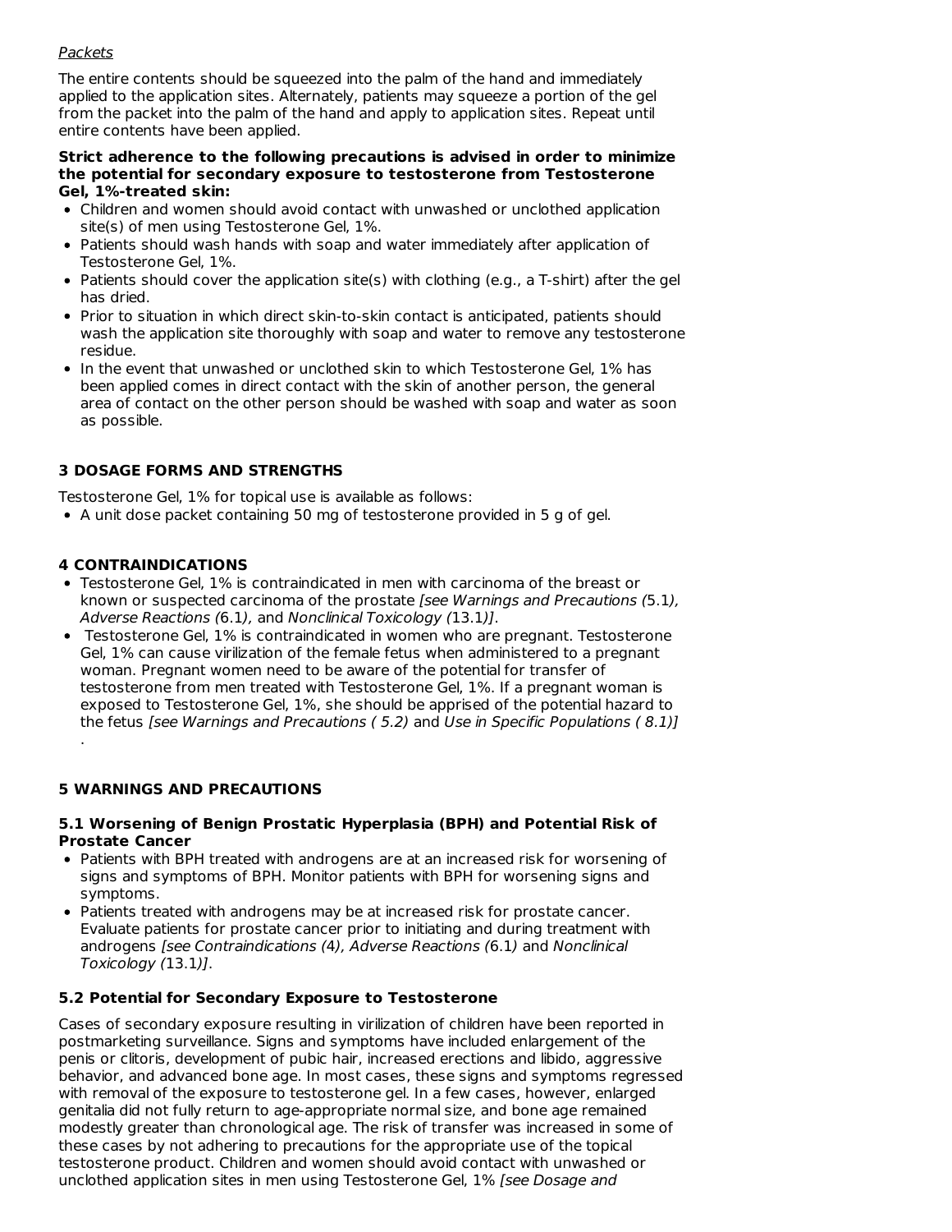*Packets*

The entire contents should be squeezed into the palm of the hand and immediately applied to the application sites. Alternately, patients may squeeze a portion of the gel from the packet into the palm of the hand and apply to application sites. Repeat until entire contents have been applied.

**Strict adherence to the following precautions is advised in order to minimize the potential for secondary exposure to testosterone from Testosterone Gel, 1%-treated skin:**

- Children and women should avoid contact with unwashed or unclothed application site(s) of men using Testosterone Gel, 1%.
- Patients should wash hands with soap and water immediately after application of Testosterone Gel, 1%.
- Patients should cover the application site(s) with clothing (e.g., a T-shirt) after the gel has dried.
- Prior to situation in which direct skin-to-skin contact is anticipated, patients should wash the application site thoroughly with soap and water to remove any testosterone residue.
- In the event that unwashed or unclothed skin to which Testosterone Gel, 1% has been applied comes in direct contact with the skin of another person, the general area of contact on the other person should be washed with soap and water as soon as possible.

## 3 DOSAGE FORMS AND STRENGTHS

Testosterone Gel, 1% for topical use is available as follows:

- A unit dose packet containing 50 mg of testosterone provided in 5 g of gel.

## 4 CONTRAINDICATIONS

- Testosterone Gel, 1% is contraindicated in men with carcinoma of the breast or known or suspected carcinoma of the prostate *[see Warnings and Precautions (*5.1*), Adverse Reactions (*6.1*),* and *Nonclinical Toxicology (*13.1*)]*.
- Testosterone Gel, 1% is contraindicated in women who are pregnant. Testosterone Gel, 1% can cause virilization of the female fetus when administered to a pregnant woman. Pregnant women need to be aware of the potential for transfer of testosterone from men treated with Testosterone Gel, 1%. If a pregnant woman is exposed to Testosterone Gel, 1%, she should be apprised of the potential hazard to the fetus *[see Warnings and Precautions ( 5.2)* and *Use in Specific Populations ( 8.1)]* .

## 5 WARNINGS AND PRECAUTIONS

### 5.1 Worsening of Benign Prostatic Hyperplasia (BPH) and Potential Risk of Prostate Cancer

- Patients with BPH treated with androgens are at an increased risk for worsening of signs and symptoms of BPH. Monitor patients with BPH for worsening signs and symptoms.
- Patients treated with androgens may be at increased risk for prostate cancer. Evaluate patients for prostate cancer prior to initiating and during treatment with androgens *[see Contraindications (*4*), Adverse Reactions (*6.1*)* and *Nonclinical Toxicology (*13.1*)]*.

### 5.2 Potential for Secondary Exposure to Testosterone

Cases of secondary exposure resulting in virilization of children have been reported in postmarketing surveillance. Signs and symptoms have included enlargement of the penis or clitoris, development of pubic hair, increased erections and libido, aggressive behavior, and advanced bone age. In most cases, these signs and symptoms regressed with removal of the exposure to testosterone gel. In a few cases, however, enlarged genitalia did not fully return to age-appropriate normal size, and bone age remained modestly greater than chronological age. The risk of transfer was increased in some of these cases by not adhering to precautions for the appropriate use of the topical testosterone product. Children and women should avoid contact with unwashed or unclothed application sites in men using Testosterone Gel, 1% *[see Dosage and*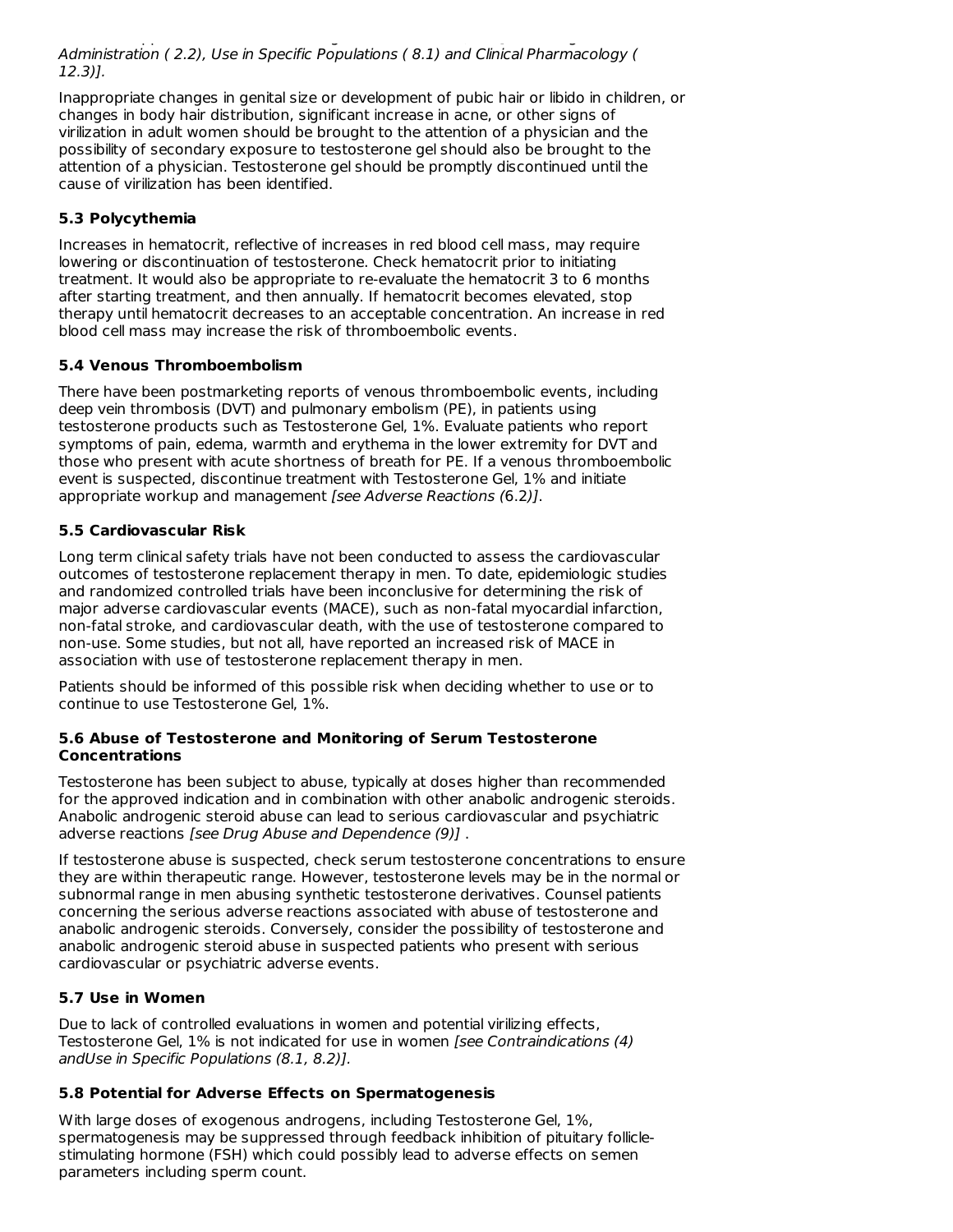*Administration ( 2.2), Use in Specific Populations ( 8.1) and Clinical Pharmacology ( 12.3)].*

Inappropriate changes in genital size or development of pubic hair or libido in children, or changes in body hair distribution, significant increase in acne, or other signs of virilization in adult women should be brought to the attention of a physician and the possibility of secondary exposure to testosterone gel should also be brought to the attention of a physician. Testosterone gel should be promptly discontinued until the cause of virilization has been identified.

### 5.3 Polycythemia

Increases in hematocrit, reflective of increases in red blood cell mass, may require lowering or discontinuation of testosterone. Check hematocrit prior to initiating treatment. It would also be appropriate to re-evaluate the hematocrit 3 to 6 months after starting treatment, and then annually. If hematocrit becomes elevated, stop therapy until hematocrit decreases to an acceptable concentration. An increase in red blood cell mass may increase the risk of thromboembolic events.

### 5.4 Venous Thromboembolism

There have been postmarketing reports of venous thromboembolic events, including deep vein thrombosis (DVT) and pulmonary embolism (PE), in patients using testosterone products such as Testosterone Gel, 1%. Evaluate patients who report symptoms of pain, edema, warmth and erythema in the lower extremity for DVT and those who present with acute shortness of breath for PE. If a venous thromboembolic event is suspected, discontinue treatment with Testosterone Gel, 1% and initiate appropriate workup and management *[see Adverse Reactions (6.2)]*.

### 5.5 Cardiovascular Risk

Long term clinical safety trials have not been conducted to assess the cardiovascular outcomes of testosterone replacement therapy in men. To date, epidemiologic studies and randomized controlled trials have been inconclusive for determining the risk of major adverse cardiovascular events (MACE), such as non-fatal myocardial infarction, non-fatal stroke, and cardiovascular death, with the use of testosterone compared to non-use. Some studies, but not all, have reported an increased risk of MACE in association with use of testosterone replacement therapy in men.

Patients should be informed of this possible risk when deciding whether to use or to continue to use Testosterone Gel, 1%.

### 5.6 Abuse of Testosterone and Monitoring of Serum Testosterone Concentrations

Testosterone has been subject to abuse, typically at doses higher than recommended for the approved indication and in combination with other anabolic androgenic steroids. Anabolic androgenic steroid abuse can lead to serious cardiovascular and psychiatric adverse reactions *[see Drug Abuse and Dependence (9)]* .

If testosterone abuse is suspected, check serum testosterone concentrations to ensure they are within therapeutic range. However, testosterone levels may be in the normal or subnormal range in men abusing synthetic testosterone derivatives. Counsel patients concerning the serious adverse reactions associated with abuse of testosterone and anabolic androgenic steroids. Conversely, consider the possibility of testosterone and anabolic androgenic steroid abuse in suspected patients who present with serious cardiovascular or psychiatric adverse events.

### 5.7 Use in Women

Due to lack of controlled evaluations in women and potential virilizing effects, Testosterone Gel, 1% is not indicated for use in women *[see Contraindications (4) andUse in Specific Populations (8.1, 8.2)]*.

### 5.8 Potential for Adverse Effects on Spermatogenesis

With large doses of exogenous androgens, including Testosterone Gel, 1%, spermatogenesis may be suppressed through feedback inhibition of pituitary follicle-stimulating hormone (FSH) which could possibly lead to adverse effects on semen parameters including sperm count.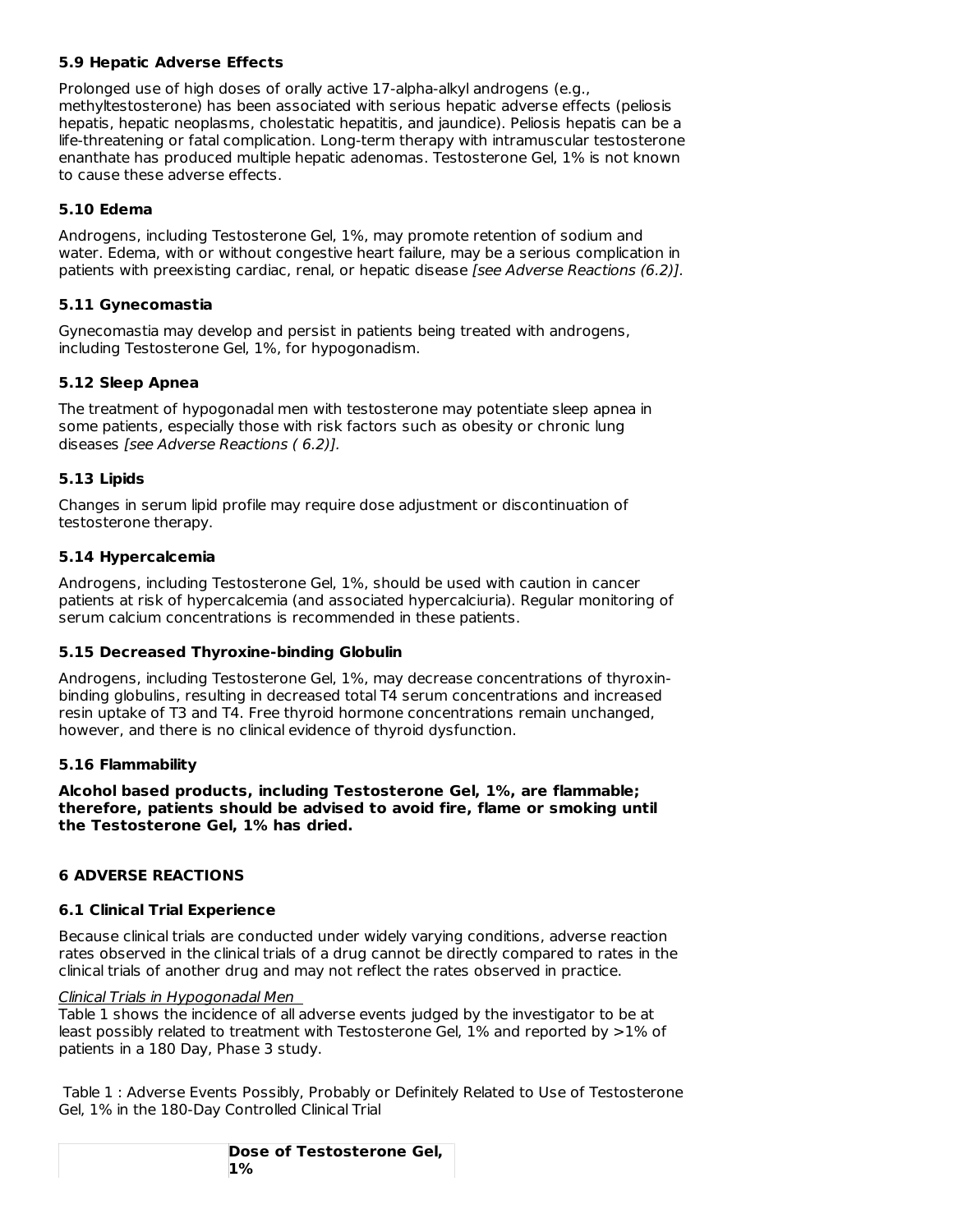### 5.9 Hepatic Adverse Effects

Prolonged use of high doses of orally active 17-alpha-alkyl androgens (e.g., methyltestosterone) has been associated with serious hepatic adverse effects (peliosis hepatis, hepatic neoplasms, cholestatic hepatitis, and jaundice). Peliosis hepatis can be a life-threatening or fatal complication. Long-term therapy with intramuscular testosterone enanthate has produced multiple hepatic adenomas. Testosterone Gel, 1% is not known to cause these adverse effects.

### 5.10 Edema

Androgens, including Testosterone Gel, 1%, may promote retention of sodium and water. Edema, with or without congestive heart failure, may be a serious complication in patients with preexisting cardiac, renal, or hepatic disease *[see Adverse Reactions (6.2)].*

### 5.11 Gynecomastia

Gynecomastia may develop and persist in patients being treated with androgens, including Testosterone Gel, 1%, for hypogonadism.

### 5.12 Sleep Apnea

The treatment of hypogonadal men with testosterone may potentiate sleep apnea in some patients, especially those with risk factors such as obesity or chronic lung diseases *[see Adverse Reactions ( 6.2)].*

### 5.13 Lipids

Changes in serum lipid profile may require dose adjustment or discontinuation of testosterone therapy.

### 5.14 Hypercalcemia

Androgens, including Testosterone Gel, 1%, should be used with caution in cancer patients at risk of hypercalcemia (and associated hypercalciuria). Regular monitoring of serum calcium concentrations is recommended in these patients.

### 5.15 Decreased Thyroxine-binding Globulin

Androgens, including Testosterone Gel, 1%, may decrease concentrations of thyroxin-binding globulins, resulting in decreased total T4 serum concentrations and increased resin uptake of T3 and T4. Free thyroid hormone concentrations remain unchanged, however, and there is no clinical evidence of thyroid dysfunction.

### 5.16 Flammability

**Alcohol based products, including Testosterone Gel, 1%, are flammable; therefore, patients should be advised to avoid fire, flame or smoking until the Testosterone Gel, 1% has dried.**

## 6 ADVERSE REACTIONS

### 6.1 Clinical Trial Experience

Because clinical trials are conducted under widely varying conditions, adverse reaction rates observed in the clinical trials of a drug cannot be directly compared to rates in the clinical trials of another drug and may not reflect the rates observed in practice.

*Clinical Trials in Hypogonadal Men*

Table 1 shows the incidence of all adverse events judged by the investigator to be at least possibly related to treatment with Testosterone Gel, 1% and reported by >1% of patients in a 180 Day, Phase 3 study.

Table 1 : Adverse Events Possibly, Probably or Definitely Related to Use of Testosterone Gel, 1% in the 180-Day Controlled Clinical Trial

| | **Dose of Testosterone Gel, 1%** |
|---|---|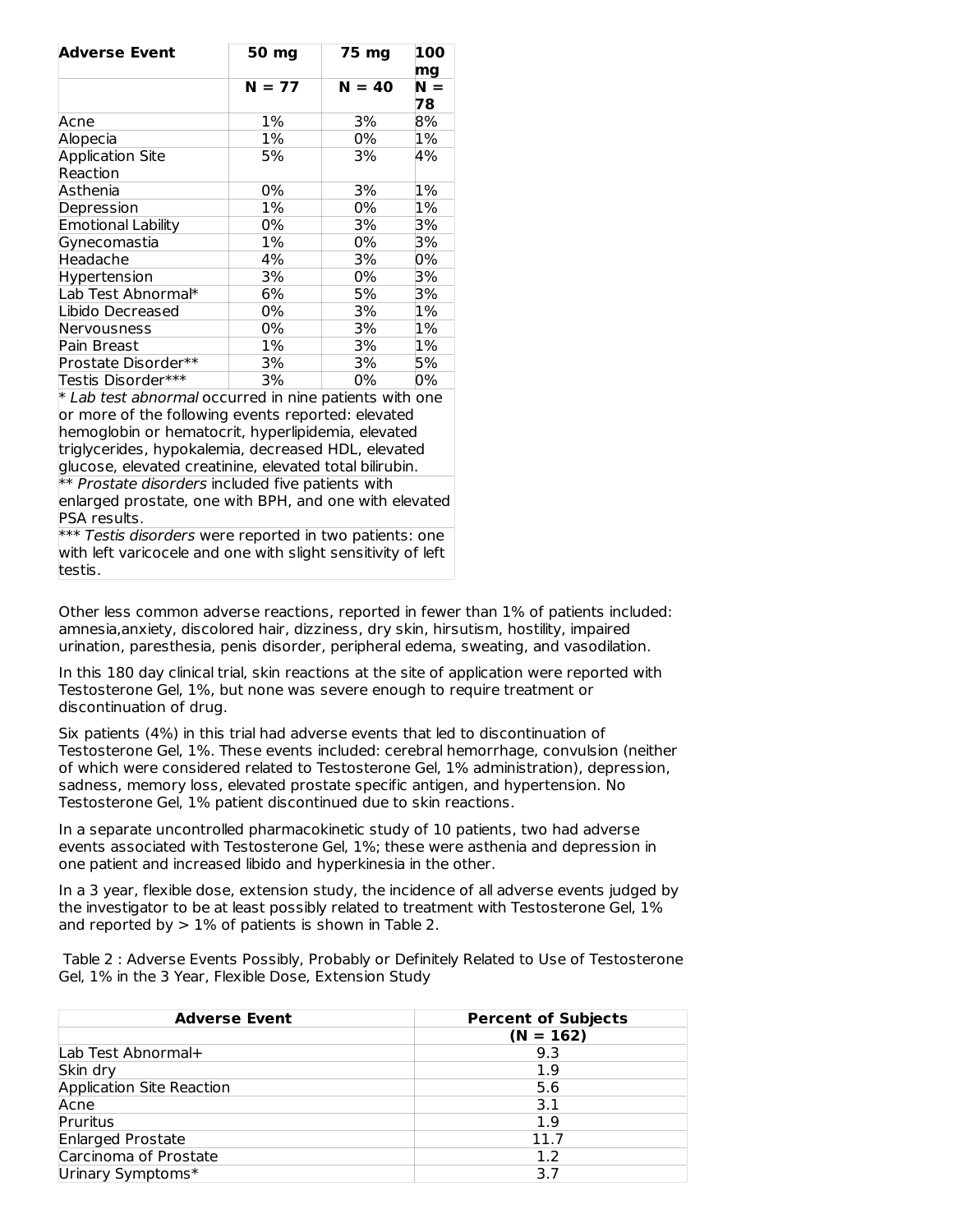| Adverse Event | 50 mg | 75 mg | 100 mg |
| --- | --- | --- | --- |
| | N = 77 | N = 40 | N = 78 |
| Acne | 1% | 3% | 8% |
| Alopecia | 1% | 0% | 1% |
| Application Site Reaction | 5% | 3% | 4% |
| Asthenia | 0% | 3% | 1% |
| Depression | 1% | 0% | 1% |
| Emotional Lability | 0% | 3% | 3% |
| Gynecomastia | 1% | 0% | 3% |
| Headache | 4% | 3% | 0% |
| Hypertension | 3% | 0% | 3% |
| Lab Test Abnormal* | 6% | 5% | 3% |
| Libido Decreased | 0% | 3% | 1% |
| Nervousness | 0% | 3% | 1% |
| Pain Breast | 1% | 3% | 1% |
| Prostate Disorder** | 3% | 3% | 5% |
| Testis Disorder*** | 3% | 0% | 0% |

* *Lab test abnormal* occurred in nine patients with one or more of the following events reported: elevated hemoglobin or hematocrit, hyperlipidemia, elevated triglycerides, hypokalemia, decreased HDL, elevated glucose, elevated creatinine, elevated total bilirubin.

** *Prostate disorders* included five patients with enlarged prostate, one with BPH, and one with elevated PSA results.

*** *Testis disorders* were reported in two patients: one with left varicocele and one with slight sensitivity of left testis.

Other less common adverse reactions, reported in fewer than 1% of patients included: amnesia,anxiety, discolored hair, dizziness, dry skin, hirsutism, hostility, impaired urination, paresthesia, penis disorder, peripheral edema, sweating, and vasodilation.

In this 180 day clinical trial, skin reactions at the site of application were reported with Testosterone Gel, 1%, but none was severe enough to require treatment or discontinuation of drug.

Six patients (4%) in this trial had adverse events that led to discontinuation of Testosterone Gel, 1%. These events included: cerebral hemorrhage, convulsion (neither of which were considered related to Testosterone Gel, 1% administration), depression, sadness, memory loss, elevated prostate specific antigen, and hypertension. No Testosterone Gel, 1% patient discontinued due to skin reactions.

In a separate uncontrolled pharmacokinetic study of 10 patients, two had adverse events associated with Testosterone Gel, 1%; these were asthenia and depression in one patient and increased libido and hyperkinesia in the other.

In a 3 year, flexible dose, extension study, the incidence of all adverse events judged by the investigator to be at least possibly related to treatment with Testosterone Gel, 1% and reported by > 1% of patients is shown in Table 2.

Table 2 : Adverse Events Possibly, Probably or Definitely Related to Use of Testosterone Gel, 1% in the 3 Year, Flexible Dose, Extension Study

| Adverse Event | Percent of Subjects |
| --- | --- |
| | (N = 162) |
| Lab Test Abnormal+ | 9.3 |
| Skin dry | 1.9 |
| Application Site Reaction | 5.6 |
| Acne | 3.1 |
| Pruritus | 1.9 |
| Enlarged Prostate | 11.7 |
| Carcinoma of Prostate | 1.2 |
| Urinary Symptoms* | 3.7 |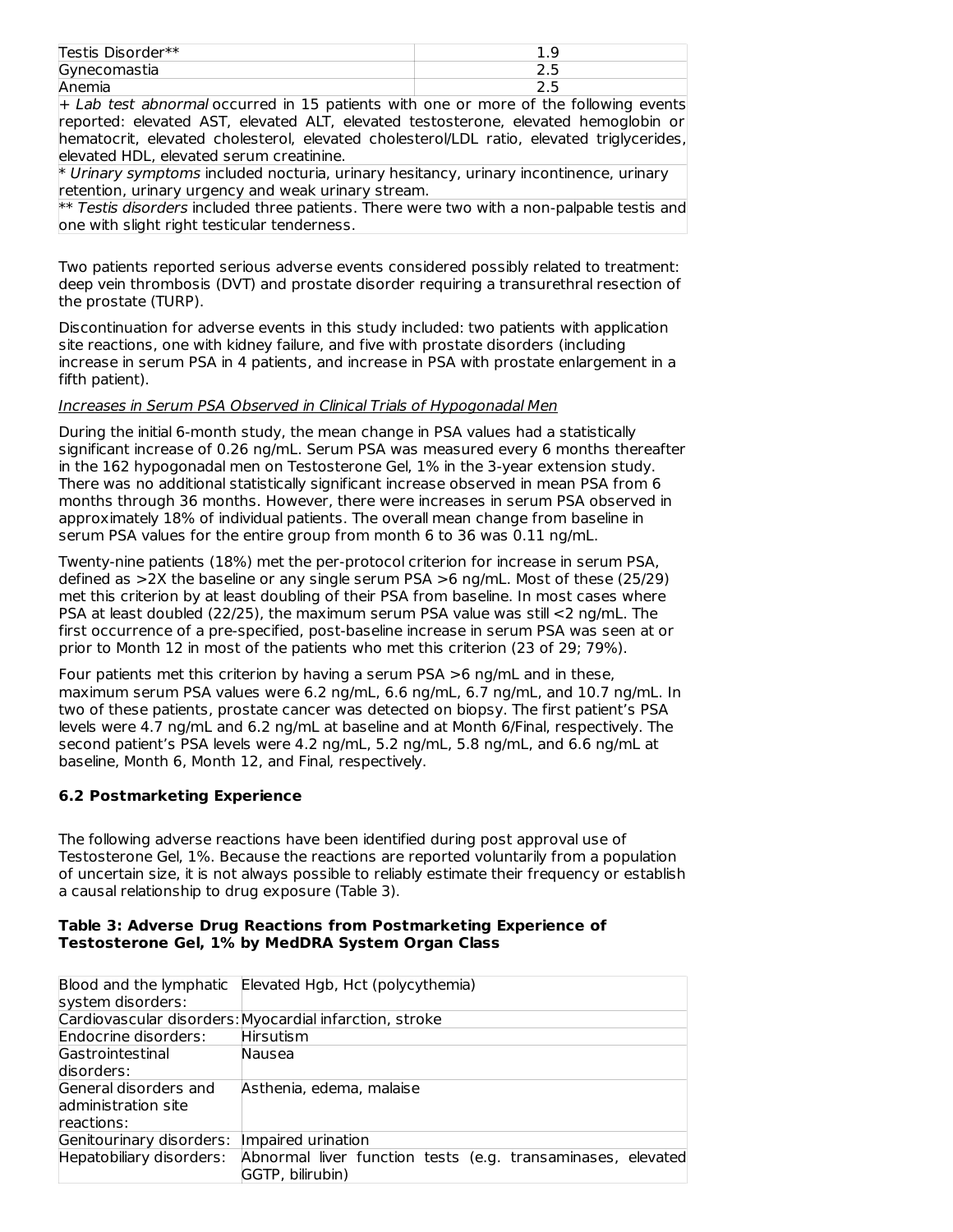| | |
|---|---|
| Testis Disorder** | 1.9 |
| Gynecomastia | 2.5 |
| Anemia | 2.5 |

+ *Lab test abnormal* occurred in 15 patients with one or more of the following events reported: elevated AST, elevated ALT, elevated testosterone, elevated hemoglobin or hematocrit, elevated cholesterol, elevated cholesterol/LDL ratio, elevated triglycerides, elevated HDL, elevated serum creatinine.

* *Urinary symptoms* included nocturia, urinary hesitancy, urinary incontinence, urinary retention, urinary urgency and weak urinary stream.

** *Testis disorders* included three patients. There were two with a non-palpable testis and one with slight right testicular tenderness.

Two patients reported serious adverse events considered possibly related to treatment: deep vein thrombosis (DVT) and prostate disorder requiring a transurethral resection of the prostate (TURP).

Discontinuation for adverse events in this study included: two patients with application site reactions, one with kidney failure, and five with prostate disorders (including increase in serum PSA in 4 patients, and increase in PSA with prostate enlargement in a fifth patient).

<u>Increases in Serum PSA Observed in Clinical Trials of Hypogonadal Men</u>

During the initial 6-month study, the mean change in PSA values had a statistically significant increase of 0.26 ng/mL. Serum PSA was measured every 6 months thereafter in the 162 hypogonadal men on Testosterone Gel, 1% in the 3-year extension study. There was no additional statistically significant increase observed in mean PSA from 6 months through 36 months. However, there were increases in serum PSA observed in approximately 18% of individual patients. The overall mean change from baseline in serum PSA values for the entire group from month 6 to 36 was 0.11 ng/mL.

Twenty-nine patients (18%) met the per-protocol criterion for increase in serum PSA, defined as >2X the baseline or any single serum PSA >6 ng/mL. Most of these (25/29) met this criterion by at least doubling of their PSA from baseline. In most cases where PSA at least doubled (22/25), the maximum serum PSA value was still <2 ng/mL. The first occurrence of a pre-specified, post-baseline increase in serum PSA was seen at or prior to Month 12 in most of the patients who met this criterion (23 of 29; 79%).

Four patients met this criterion by having a serum PSA >6 ng/mL and in these, maximum serum PSA values were 6.2 ng/mL, 6.6 ng/mL, 6.7 ng/mL, and 10.7 ng/mL. In two of these patients, prostate cancer was detected on biopsy. The first patient's PSA levels were 4.7 ng/mL and 6.2 ng/mL at baseline and at Month 6/Final, respectively. The second patient's PSA levels were 4.2 ng/mL, 5.2 ng/mL, 5.8 ng/mL, and 6.6 ng/mL at baseline, Month 6, Month 12, and Final, respectively.

### 6.2 Postmarketing Experience

The following adverse reactions have been identified during post approval use of Testosterone Gel, 1%. Because the reactions are reported voluntarily from a population of uncertain size, it is not always possible to reliably estimate their frequency or establish a causal relationship to drug exposure (Table 3).

**Table 3: Adverse Drug Reactions from Postmarketing Experience of Testosterone Gel, 1% by MedDRA System Organ Class**

| | |
|---|---|
| Blood and the lymphatic system disorders: | Elevated Hgb, Hct (polycythemia) |
| Cardiovascular disorders: | Myocardial infarction, stroke |
| Endocrine disorders: | Hirsutism |
| Gastrointestinal disorders: | Nausea |
| General disorders and administration site reactions: | Asthenia, edema, malaise |
| Genitourinary disorders: | Impaired urination |
| Hepatobiliary disorders: | Abnormal liver function tests (e.g. transaminases, elevated GGTP, bilirubin) |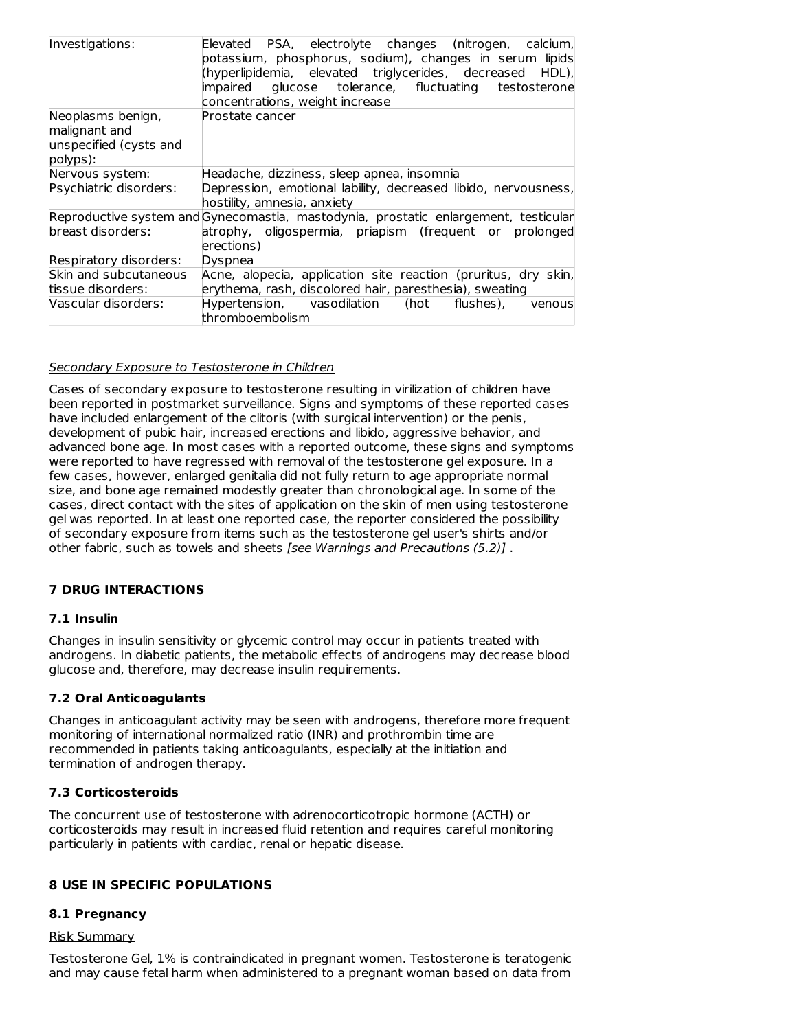| | |
|---|---|
| Investigations: | Elevated PSA, electrolyte changes (nitrogen, calcium, potassium, phosphorus, sodium), changes in serum lipids (hyperlipidemia, elevated triglycerides, decreased HDL), impaired glucose tolerance, fluctuating testosterone concentrations, weight increase |
| Neoplasms benign, malignant and unspecified (cysts and polyps): | Prostate cancer |
| Nervous system: | Headache, dizziness, sleep apnea, insomnia |
| Psychiatric disorders: | Depression, emotional lability, decreased libido, nervousness, hostility, amnesia, anxiety |
| Reproductive system and breast disorders: | Gynecomastia, mastodynia, prostatic enlargement, testicular atrophy, oligospermia, priapism (frequent or prolonged erections) |
| Respiratory disorders: | Dyspnea |
| Skin and subcutaneous tissue disorders: | Acne, alopecia, application site reaction (pruritus, dry skin, erythema, rash, discolored hair, paresthesia), sweating |
| Vascular disorders: | Hypertension, vasodilation (hot flushes), venous thromboembolism |

Secondary Exposure to Testosterone in Children

Cases of secondary exposure to testosterone resulting in virilization of children have been reported in postmarket surveillance. Signs and symptoms of these reported cases have included enlargement of the clitoris (with surgical intervention) or the penis, development of pubic hair, increased erections and libido, aggressive behavior, and advanced bone age. In most cases with a reported outcome, these signs and symptoms were reported to have regressed with removal of the testosterone gel exposure. In a few cases, however, enlarged genitalia did not fully return to age appropriate normal size, and bone age remained modestly greater than chronological age. In some of the cases, direct contact with the sites of application on the skin of men using testosterone gel was reported. In at least one reported case, the reporter considered the possibility of secondary exposure from items such as the testosterone gel user's shirts and/or other fabric, such as towels and sheets *[see Warnings and Precautions (5.2)]* .

## 7 DRUG INTERACTIONS

### 7.1 Insulin

Changes in insulin sensitivity or glycemic control may occur in patients treated with androgens. In diabetic patients, the metabolic effects of androgens may decrease blood glucose and, therefore, may decrease insulin requirements.

### 7.2 Oral Anticoagulants

Changes in anticoagulant activity may be seen with androgens, therefore more frequent monitoring of international normalized ratio (INR) and prothrombin time are recommended in patients taking anticoagulants, especially at the initiation and termination of androgen therapy.

### 7.3 Corticosteroids

The concurrent use of testosterone with adrenocorticotropic hormone (ACTH) or corticosteroids may result in increased fluid retention and requires careful monitoring particularly in patients with cardiac, renal or hepatic disease.

## 8 USE IN SPECIFIC POPULATIONS

### 8.1 Pregnancy

Risk Summary

Testosterone Gel, 1% is contraindicated in pregnant women. Testosterone is teratogenic and may cause fetal harm when administered to a pregnant woman based on data from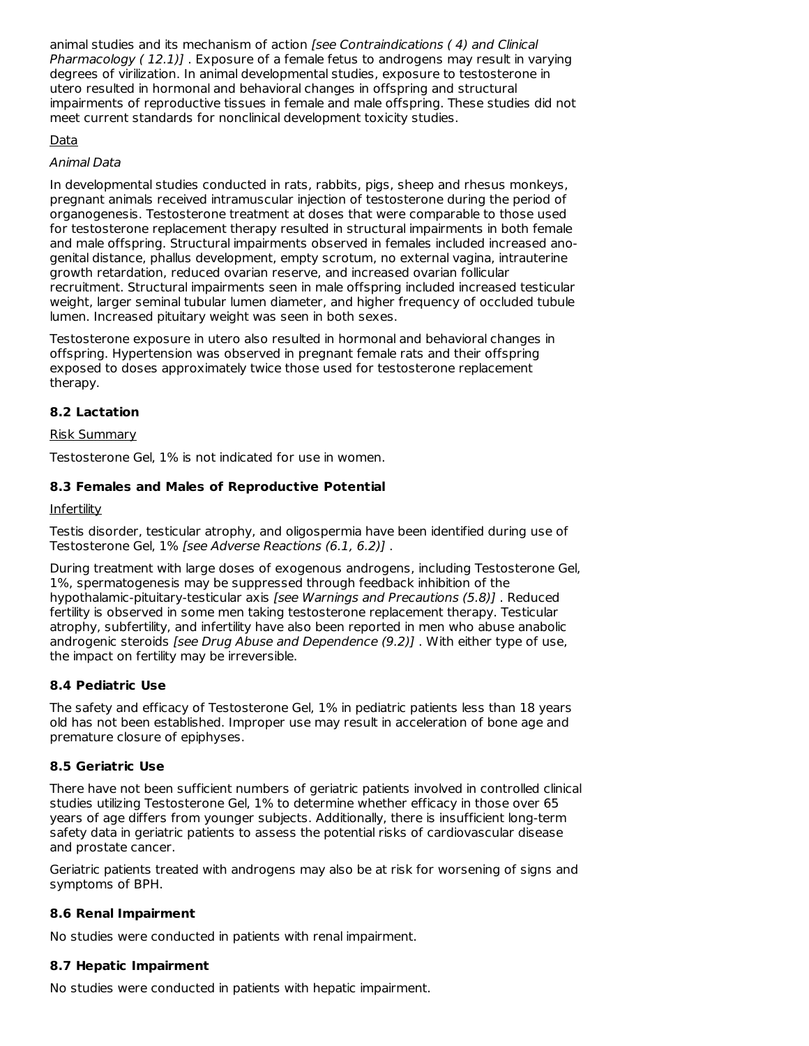animal studies and its mechanism of action *[see Contraindications ( 4) and Clinical Pharmacology ( 12.1)]* . Exposure of a female fetus to androgens may result in varying degrees of virilization. In animal developmental studies, exposure to testosterone in utero resulted in hormonal and behavioral changes in offspring and structural impairments of reproductive tissues in female and male offspring. These studies did not meet current standards for nonclinical development toxicity studies.

Data

*Animal Data*

In developmental studies conducted in rats, rabbits, pigs, sheep and rhesus monkeys, pregnant animals received intramuscular injection of testosterone during the period of organogenesis. Testosterone treatment at doses that were comparable to those used for testosterone replacement therapy resulted in structural impairments in both female and male offspring. Structural impairments observed in females included increased ano-genital distance, phallus development, empty scrotum, no external vagina, intrauterine growth retardation, reduced ovarian reserve, and increased ovarian follicular recruitment. Structural impairments seen in male offspring included increased testicular weight, larger seminal tubular lumen diameter, and higher frequency of occluded tubule lumen. Increased pituitary weight was seen in both sexes.

Testosterone exposure in utero also resulted in hormonal and behavioral changes in offspring. Hypertension was observed in pregnant female rats and their offspring exposed to doses approximately twice those used for testosterone replacement therapy.

### 8.2 Lactation

Risk Summary

Testosterone Gel, 1% is not indicated for use in women.

### 8.3 Females and Males of Reproductive Potential

Infertility

Testis disorder, testicular atrophy, and oligospermia have been identified during use of Testosterone Gel, 1% *[see Adverse Reactions (6.1, 6.2)]* .

During treatment with large doses of exogenous androgens, including Testosterone Gel, 1%, spermatogenesis may be suppressed through feedback inhibition of the hypothalamic-pituitary-testicular axis *[see Warnings and Precautions (5.8)]* . Reduced fertility is observed in some men taking testosterone replacement therapy. Testicular atrophy, subfertility, and infertility have also been reported in men who abuse anabolic androgenic steroids *[see Drug Abuse and Dependence (9.2)]* . With either type of use, the impact on fertility may be irreversible.

### 8.4 Pediatric Use

The safety and efficacy of Testosterone Gel, 1% in pediatric patients less than 18 years old has not been established. Improper use may result in acceleration of bone age and premature closure of epiphyses.

### 8.5 Geriatric Use

There have not been sufficient numbers of geriatric patients involved in controlled clinical studies utilizing Testosterone Gel, 1% to determine whether efficacy in those over 65 years of age differs from younger subjects. Additionally, there is insufficient long-term safety data in geriatric patients to assess the potential risks of cardiovascular disease and prostate cancer.

Geriatric patients treated with androgens may also be at risk for worsening of signs and symptoms of BPH.

### 8.6 Renal Impairment

No studies were conducted in patients with renal impairment.

### 8.7 Hepatic Impairment

No studies were conducted in patients with hepatic impairment.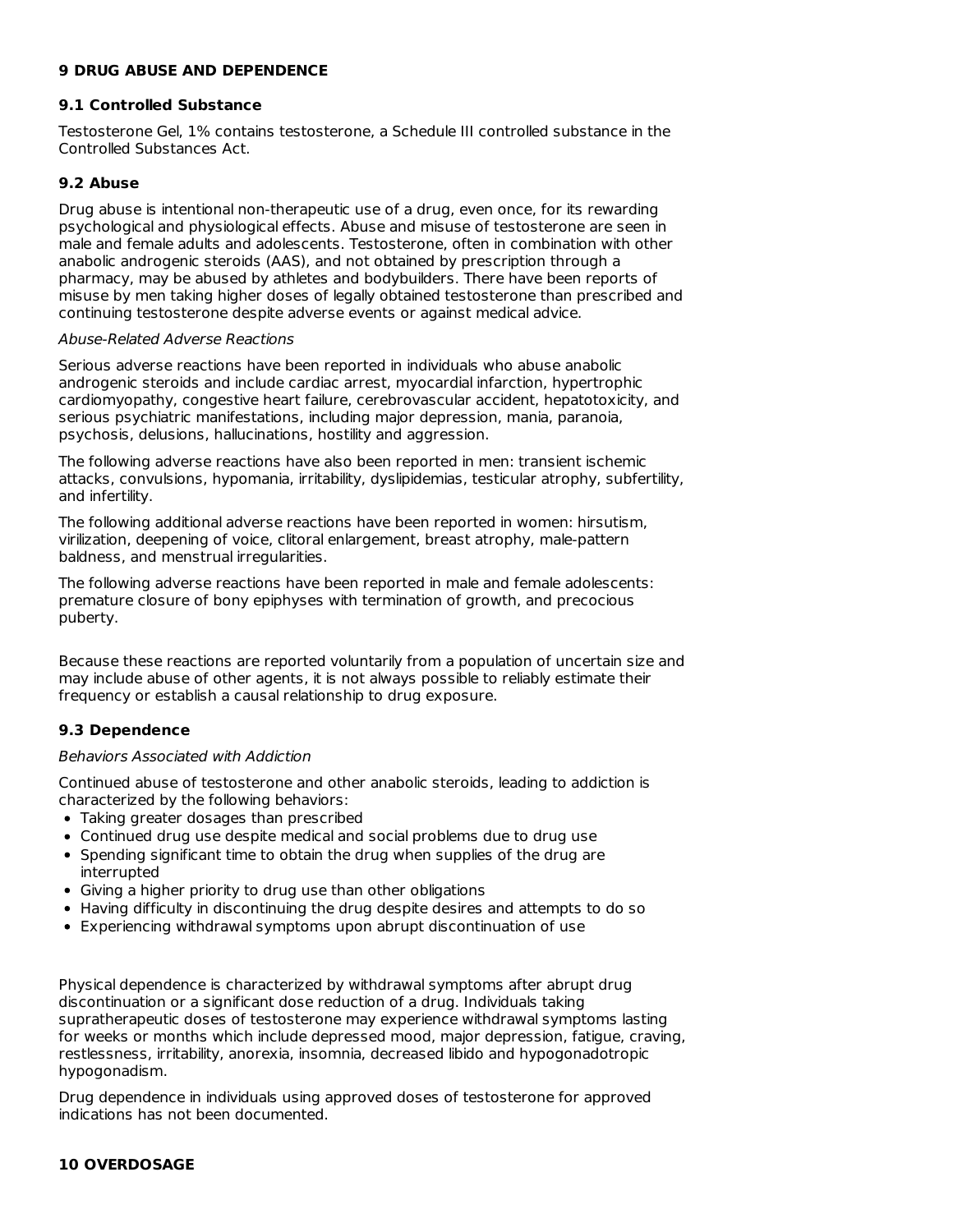## 9 DRUG ABUSE AND DEPENDENCE

### 9.1 Controlled Substance

Testosterone Gel, 1% contains testosterone, a Schedule III controlled substance in the Controlled Substances Act.

### 9.2 Abuse

Drug abuse is intentional non-therapeutic use of a drug, even once, for its rewarding psychological and physiological effects. Abuse and misuse of testosterone are seen in male and female adults and adolescents. Testosterone, often in combination with other anabolic androgenic steroids (AAS), and not obtained by prescription through a pharmacy, may be abused by athletes and bodybuilders. There have been reports of misuse by men taking higher doses of legally obtained testosterone than prescribed and continuing testosterone despite adverse events or against medical advice.

*Abuse-Related Adverse Reactions*

Serious adverse reactions have been reported in individuals who abuse anabolic androgenic steroids and include cardiac arrest, myocardial infarction, hypertrophic cardiomyopathy, congestive heart failure, cerebrovascular accident, hepatotoxicity, and serious psychiatric manifestations, including major depression, mania, paranoia, psychosis, delusions, hallucinations, hostility and aggression.

The following adverse reactions have also been reported in men: transient ischemic attacks, convulsions, hypomania, irritability, dyslipidemias, testicular atrophy, subfertility, and infertility.

The following additional adverse reactions have been reported in women: hirsutism, virilization, deepening of voice, clitoral enlargement, breast atrophy, male-pattern baldness, and menstrual irregularities.

The following adverse reactions have been reported in male and female adolescents: premature closure of bony epiphyses with termination of growth, and precocious puberty.

Because these reactions are reported voluntarily from a population of uncertain size and may include abuse of other agents, it is not always possible to reliably estimate their frequency or establish a causal relationship to drug exposure.

### 9.3 Dependence

*Behaviors Associated with Addiction*

Continued abuse of testosterone and other anabolic steroids, leading to addiction is characterized by the following behaviors:

- Taking greater dosages than prescribed
- Continued drug use despite medical and social problems due to drug use
- Spending significant time to obtain the drug when supplies of the drug are interrupted
- Giving a higher priority to drug use than other obligations
- Having difficulty in discontinuing the drug despite desires and attempts to do so
- Experiencing withdrawal symptoms upon abrupt discontinuation of use

Physical dependence is characterized by withdrawal symptoms after abrupt drug discontinuation or a significant dose reduction of a drug. Individuals taking supratherapeutic doses of testosterone may experience withdrawal symptoms lasting for weeks or months which include depressed mood, major depression, fatigue, craving, restlessness, irritability, anorexia, insomnia, decreased libido and hypogonadotropic hypogonadism.

Drug dependence in individuals using approved doses of testosterone for approved indications has not been documented.

## 10 OVERDOSAGE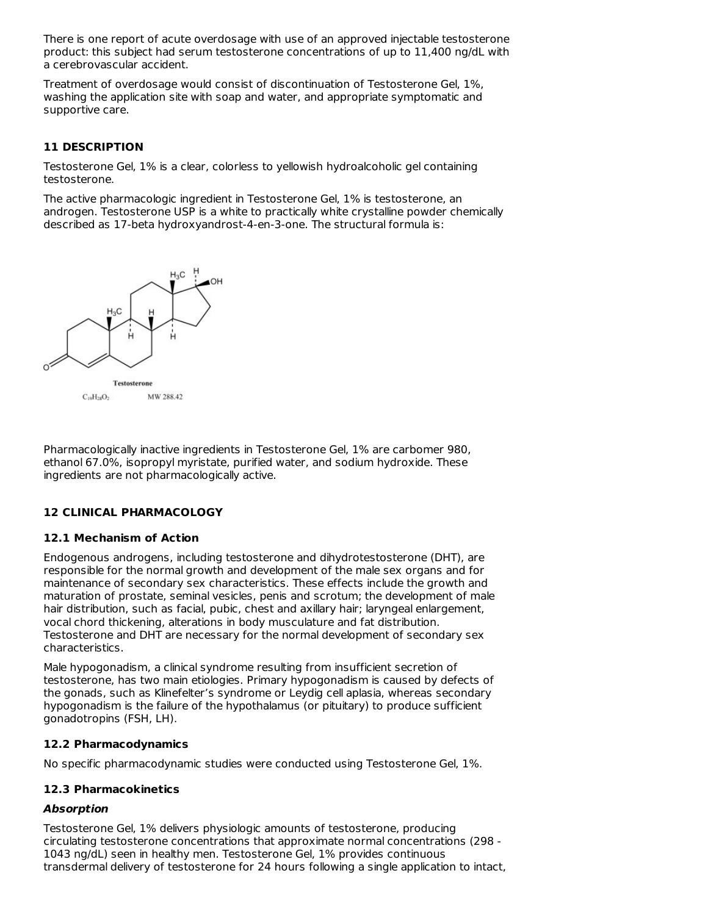There is one report of acute overdosage with use of an approved injectable testosterone product: this subject had serum testosterone concentrations of up to 11,400 ng/dL with a cerebrovascular accident.

Treatment of overdosage would consist of discontinuation of Testosterone Gel, 1%, washing the application site with soap and water, and appropriate symptomatic and supportive care.

## 11 DESCRIPTION

Testosterone Gel, 1% is a clear, colorless to yellowish hydroalcoholic gel containing testosterone.

The active pharmacologic ingredient in Testosterone Gel, 1% is testosterone, an androgen. Testosterone USP is a white to practically white crystalline powder chemically described as 17-beta hydroxyandrost-4-en-3-one. The structural formula is:

Testosterone

$C_{19}H_{28}O_2$ MW 288.42

Pharmacologically inactive ingredients in Testosterone Gel, 1% are carbomer 980, ethanol 67.0%, isopropyl myristate, purified water, and sodium hydroxide. These ingredients are not pharmacologically active.

## 12 CLINICAL PHARMACOLOGY

### 12.1 Mechanism of Action

Endogenous androgens, including testosterone and dihydrotestosterone (DHT), are responsible for the normal growth and development of the male sex organs and for maintenance of secondary sex characteristics. These effects include the growth and maturation of prostate, seminal vesicles, penis and scrotum; the development of male hair distribution, such as facial, pubic, chest and axillary hair; laryngeal enlargement, vocal chord thickening, alterations in body musculature and fat distribution. Testosterone and DHT are necessary for the normal development of secondary sex characteristics.

Male hypogonadism, a clinical syndrome resulting from insufficient secretion of testosterone, has two main etiologies. Primary hypogonadism is caused by defects of the gonads, such as Klinefelter's syndrome or Leydig cell aplasia, whereas secondary hypogonadism is the failure of the hypothalamus (or pituitary) to produce sufficient gonadotropins (FSH, LH).

### 12.2 Pharmacodynamics

No specific pharmacodynamic studies were conducted using Testosterone Gel, 1%.

### 12.3 Pharmacokinetics

***Absorption***

Testosterone Gel, 1% delivers physiologic amounts of testosterone, producing circulating testosterone concentrations that approximate normal concentrations (298 - 1043 ng/dL) seen in healthy men. Testosterone Gel, 1% provides continuous transdermal delivery of testosterone for 24 hours following a single application to intact,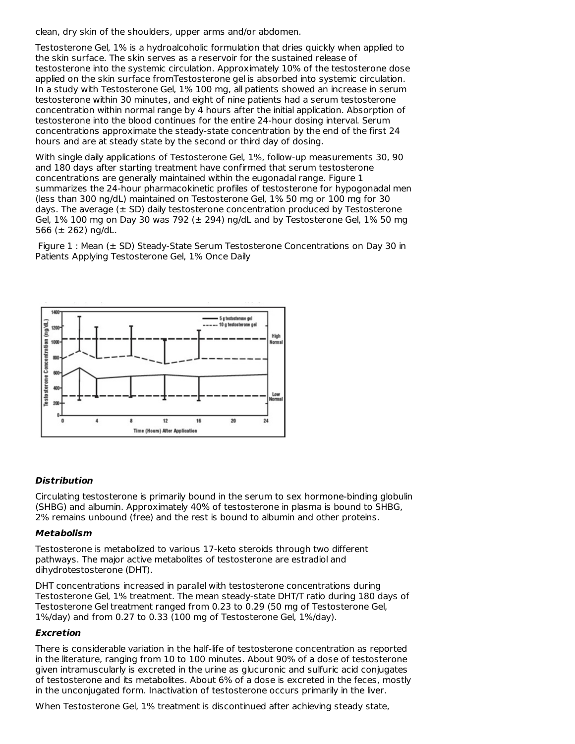clean, dry skin of the shoulders, upper arms and/or abdomen.

Testosterone Gel, 1% is a hydroalcoholic formulation that dries quickly when applied to the skin surface. The skin serves as a reservoir for the sustained release of testosterone into the systemic circulation. Approximately 10% of the testosterone dose applied on the skin surface fromTestosterone gel is absorbed into systemic circulation. In a study with Testosterone Gel, 1% 100 mg, all patients showed an increase in serum testosterone within 30 minutes, and eight of nine patients had a serum testosterone concentration within normal range by 4 hours after the initial application. Absorption of testosterone into the blood continues for the entire 24-hour dosing interval. Serum concentrations approximate the steady-state concentration by the end of the first 24 hours and are at steady state by the second or third day of dosing.

With single daily applications of Testosterone Gel, 1%, follow-up measurements 30, 90 and 180 days after starting treatment have confirmed that serum testosterone concentrations are generally maintained within the eugonadal range. Figure 1 summarizes the 24-hour pharmacokinetic profiles of testosterone for hypogonadal men (less than 300 ng/dL) maintained on Testosterone Gel, 1% 50 mg or 100 mg for 30 days. The average (± SD) daily testosterone concentration produced by Testosterone Gel, 1% 100 mg on Day 30 was 792 (± 294) ng/dL and by Testosterone Gel, 1% 50 mg 566 (± 262) ng/dL.

Figure 1 : Mean (± SD) Steady-State Serum Testosterone Concentrations on Day 30 in Patients Applying Testosterone Gel, 1% Once Daily

### *Distribution*

Circulating testosterone is primarily bound in the serum to sex hormone-binding globulin (SHBG) and albumin. Approximately 40% of testosterone in plasma is bound to SHBG, 2% remains unbound (free) and the rest is bound to albumin and other proteins.

### *Metabolism*

Testosterone is metabolized to various 17-keto steroids through two different pathways. The major active metabolites of testosterone are estradiol and dihydrotestosterone (DHT).

DHT concentrations increased in parallel with testosterone concentrations during Testosterone Gel, 1% treatment. The mean steady-state DHT/T ratio during 180 days of Testosterone Gel treatment ranged from 0.23 to 0.29 (50 mg of Testosterone Gel, 1%/day) and from 0.27 to 0.33 (100 mg of Testosterone Gel, 1%/day).

### *Excretion*

There is considerable variation in the half-life of testosterone concentration as reported in the literature, ranging from 10 to 100 minutes. About 90% of a dose of testosterone given intramuscularly is excreted in the urine as glucuronic and sulfuric acid conjugates of testosterone and its metabolites. About 6% of a dose is excreted in the feces, mostly in the unconjugated form. Inactivation of testosterone occurs primarily in the liver.

When Testosterone Gel, 1% treatment is discontinued after achieving steady state,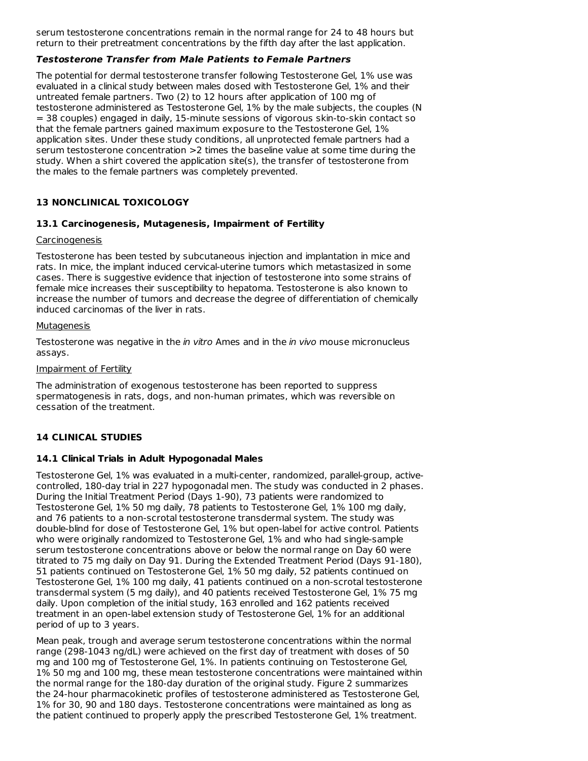serum testosterone concentrations remain in the normal range for 24 to 48 hours but return to their pretreatment concentrations by the fifth day after the last application.

***Testosterone Transfer from Male Patients to Female Partners***

The potential for dermal testosterone transfer following Testosterone Gel, 1% use was evaluated in a clinical study between males dosed with Testosterone Gel, 1% and their untreated female partners. Two (2) to 12 hours after application of 100 mg of testosterone administered as Testosterone Gel, 1% by the male subjects, the couples (N = 38 couples) engaged in daily, 15-minute sessions of vigorous skin-to-skin contact so that the female partners gained maximum exposure to the Testosterone Gel, 1% application sites. Under these study conditions, all unprotected female partners had a serum testosterone concentration >2 times the baseline value at some time during the study. When a shirt covered the application site(s), the transfer of testosterone from the males to the female partners was completely prevented.

## 13 NONCLINICAL TOXICOLOGY

### 13.1 Carcinogenesis, Mutagenesis, Impairment of Fertility

Carcinogenesis

Testosterone has been tested by subcutaneous injection and implantation in mice and rats. In mice, the implant induced cervical-uterine tumors which metastasized in some cases. There is suggestive evidence that injection of testosterone into some strains of female mice increases their susceptibility to hepatoma. Testosterone is also known to increase the number of tumors and decrease the degree of differentiation of chemically induced carcinomas of the liver in rats.

Mutagenesis

Testosterone was negative in the *in vitro* Ames and in the *in vivo* mouse micronucleus assays.

Impairment of Fertility

The administration of exogenous testosterone has been reported to suppress spermatogenesis in rats, dogs, and non-human primates, which was reversible on cessation of the treatment.

## 14 CLINICAL STUDIES

### 14.1 Clinical Trials in Adult Hypogonadal Males

Testosterone Gel, 1% was evaluated in a multi-center, randomized, parallel-group, active-controlled, 180-day trial in 227 hypogonadal men. The study was conducted in 2 phases. During the Initial Treatment Period (Days 1-90), 73 patients were randomized to Testosterone Gel, 1% 50 mg daily, 78 patients to Testosterone Gel, 1% 100 mg daily, and 76 patients to a non-scrotal testosterone transdermal system. The study was double-blind for dose of Testosterone Gel, 1% but open-label for active control. Patients who were originally randomized to Testosterone Gel, 1% and who had single-sample serum testosterone concentrations above or below the normal range on Day 60 were titrated to 75 mg daily on Day 91. During the Extended Treatment Period (Days 91-180), 51 patients continued on Testosterone Gel, 1% 50 mg daily, 52 patients continued on Testosterone Gel, 1% 100 mg daily, 41 patients continued on a non-scrotal testosterone transdermal system (5 mg daily), and 40 patients received Testosterone Gel, 1% 75 mg daily. Upon completion of the initial study, 163 enrolled and 162 patients received treatment in an open-label extension study of Testosterone Gel, 1% for an additional period of up to 3 years.

Mean peak, trough and average serum testosterone concentrations within the normal range (298-1043 ng/dL) were achieved on the first day of treatment with doses of 50 mg and 100 mg of Testosterone Gel, 1%. In patients continuing on Testosterone Gel, 1% 50 mg and 100 mg, these mean testosterone concentrations were maintained within the normal range for the 180-day duration of the original study. Figure 2 summarizes the 24-hour pharmacokinetic profiles of testosterone administered as Testosterone Gel, 1% for 30, 90 and 180 days. Testosterone concentrations were maintained as long as the patient continued to properly apply the prescribed Testosterone Gel, 1% treatment.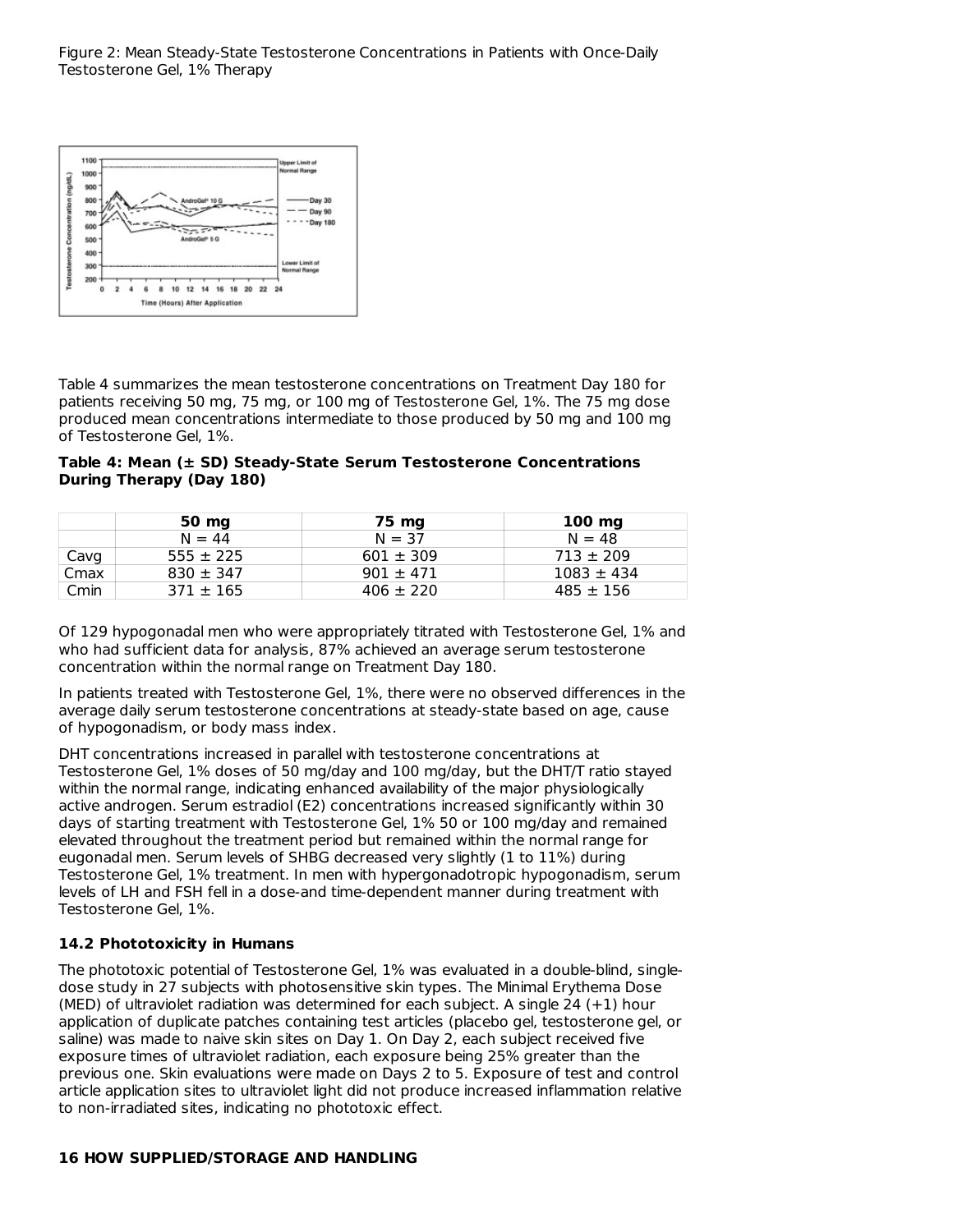Figure 2: Mean Steady-State Testosterone Concentrations in Patients with Once-Daily Testosterone Gel, 1% Therapy

Table 4 summarizes the mean testosterone concentrations on Treatment Day 180 for patients receiving 50 mg, 75 mg, or 100 mg of Testosterone Gel, 1%. The 75 mg dose produced mean concentrations intermediate to those produced by 50 mg and 100 mg of Testosterone Gel, 1%.

**Table 4: Mean (± SD) Steady-State Serum Testosterone Concentrations During Therapy (Day 180)**

| | **50 mg** | **75 mg** | **100 mg** |
|---|---|---|---|
| | N = 44 | N = 37 | N = 48 |
| Cavg | 555 ± 225 | 601 ± 309 | 713 ± 209 |
| Cmax | 830 ± 347 | 901 ± 471 | 1083 ± 434 |
| Cmin | 371 ± 165 | 406 ± 220 | 485 ± 156 |

Of 129 hypogonadal men who were appropriately titrated with Testosterone Gel, 1% and who had sufficient data for analysis, 87% achieved an average serum testosterone concentration within the normal range on Treatment Day 180.

In patients treated with Testosterone Gel, 1%, there were no observed differences in the average daily serum testosterone concentrations at steady-state based on age, cause of hypogonadism, or body mass index.

DHT concentrations increased in parallel with testosterone concentrations at Testosterone Gel, 1% doses of 50 mg/day and 100 mg/day, but the DHT/T ratio stayed within the normal range, indicating enhanced availability of the major physiologically active androgen. Serum estradiol (E2) concentrations increased significantly within 30 days of starting treatment with Testosterone Gel, 1% 50 or 100 mg/day and remained elevated throughout the treatment period but remained within the normal range for eugonadal men. Serum levels of SHBG decreased very slightly (1 to 11%) during Testosterone Gel, 1% treatment. In men with hypergonadotropic hypogonadism, serum levels of LH and FSH fell in a dose-and time-dependent manner during treatment with Testosterone Gel, 1%.

### 14.2 Phototoxicity in Humans

The phototoxic potential of Testosterone Gel, 1% was evaluated in a double-blind, single-dose study in 27 subjects with photosensitive skin types. The Minimal Erythema Dose (MED) of ultraviolet radiation was determined for each subject. A single 24 (+1) hour application of duplicate patches containing test articles (placebo gel, testosterone gel, or saline) was made to naive skin sites on Day 1. On Day 2, each subject received five exposure times of ultraviolet radiation, each exposure being 25% greater than the previous one. Skin evaluations were made on Days 2 to 5. Exposure of test and control article application sites to ultraviolet light did not produce increased inflammation relative to non-irradiated sites, indicating no phototoxic effect.

## 16 HOW SUPPLIED/STORAGE AND HANDLING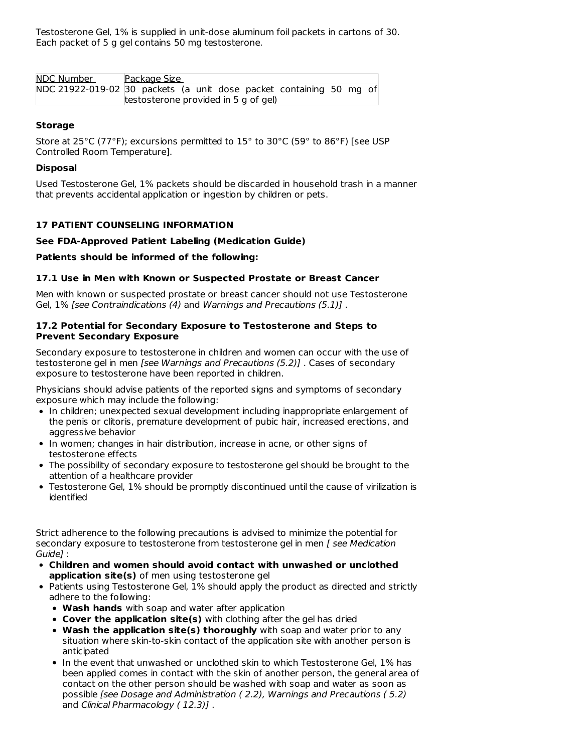Testosterone Gel, 1% is supplied in unit-dose aluminum foil packets in cartons of 30. Each packet of 5 g gel contains 50 mg testosterone.

| NDC Number | Package Size |
|---|---|
| NDC 21922-019-02 | 30 packets (a unit dose packet containing 50 mg of testosterone provided in 5 g of gel) |

**Storage**

Store at 25°C (77°F); excursions permitted to 15° to 30°C (59° to 86°F) [see USP Controlled Room Temperature].

**Disposal**

Used Testosterone Gel, 1% packets should be discarded in household trash in a manner that prevents accidental application or ingestion by children or pets.

## 17 PATIENT COUNSELING INFORMATION

**See FDA-Approved Patient Labeling (Medication Guide)**

**Patients should be informed of the following:**

### 17.1 Use in Men with Known or Suspected Prostate or Breast Cancer

Men with known or suspected prostate or breast cancer should not use Testosterone Gel, 1% *[see Contraindications (4)* and *Warnings and Precautions (5.1)]* .

### 17.2 Potential for Secondary Exposure to Testosterone and Steps to Prevent Secondary Exposure

Secondary exposure to testosterone in children and women can occur with the use of testosterone gel in men *[see Warnings and Precautions (5.2)]* . Cases of secondary exposure to testosterone have been reported in children.

Physicians should advise patients of the reported signs and symptoms of secondary exposure which may include the following:

- In children; unexpected sexual development including inappropriate enlargement of the penis or clitoris, premature development of pubic hair, increased erections, and aggressive behavior
- In women; changes in hair distribution, increase in acne, or other signs of testosterone effects
- The possibility of secondary exposure to testosterone gel should be brought to the attention of a healthcare provider
- Testosterone Gel, 1% should be promptly discontinued until the cause of virilization is identified

Strict adherence to the following precautions is advised to minimize the potential for secondary exposure to testosterone from testosterone gel in men *[ see Medication Guide]* :

- **Children and women should avoid contact with unwashed or unclothed application site(s)** of men using testosterone gel
- Patients using Testosterone Gel, 1% should apply the product as directed and strictly adhere to the following:
  - **Wash hands** with soap and water after application
  - **Cover the application site(s)** with clothing after the gel has dried
  - **Wash the application site(s) thoroughly** with soap and water prior to any situation where skin-to-skin contact of the application site with another person is anticipated
  - In the event that unwashed or unclothed skin to which Testosterone Gel, 1% has been applied comes in contact with the skin of another person, the general area of contact on the other person should be washed with soap and water as soon as possible *[see Dosage and Administration ( 2.2), Warnings and Precautions ( 5.2)* and *Clinical Pharmacology ( 12.3)]* .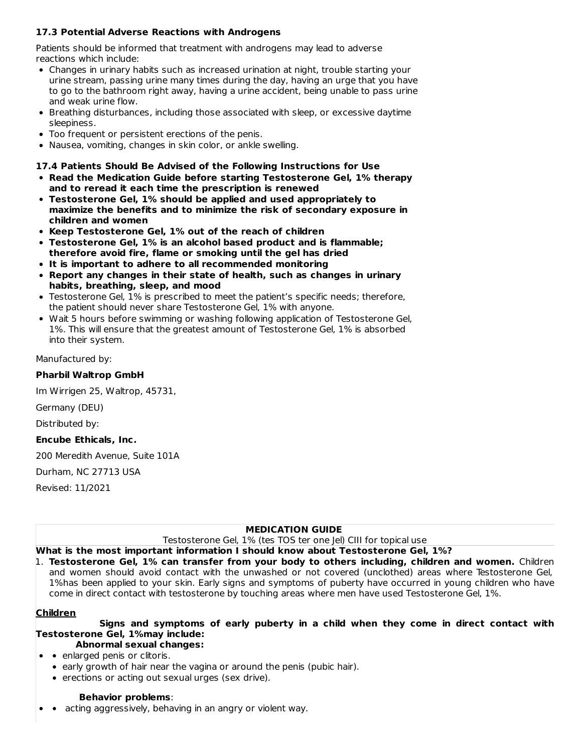### 17.3 Potential Adverse Reactions with Androgens

Patients should be informed that treatment with androgens may lead to adverse reactions which include:

- Changes in urinary habits such as increased urination at night, trouble starting your urine stream, passing urine many times during the day, having an urge that you have to go to the bathroom right away, having a urine accident, being unable to pass urine and weak urine flow.
- Breathing disturbances, including those associated with sleep, or excessive daytime sleepiness.
- Too frequent or persistent erections of the penis.
- Nausea, vomiting, changes in skin color, or ankle swelling.

### 17.4 Patients Should Be Advised of the Following Instructions for Use

- **Read the Medication Guide before starting Testosterone Gel, 1% therapy and to reread it each time the prescription is renewed**
- **Testosterone Gel, 1% should be applied and used appropriately to maximize the benefits and to minimize the risk of secondary exposure in children and women**
- **Keep Testosterone Gel, 1% out of the reach of children**
- **Testosterone Gel, 1% is an alcohol based product and is flammable; therefore avoid fire, flame or smoking until the gel has dried**
- **It is important to adhere to all recommended monitoring**
- **Report any changes in their state of health, such as changes in urinary habits, breathing, sleep, and mood**
- Testosterone Gel, 1% is prescribed to meet the patient's specific needs; therefore, the patient should never share Testosterone Gel, 1% with anyone.
- Wait 5 hours before swimming or washing following application of Testosterone Gel, 1%. This will ensure that the greatest amount of Testosterone Gel, 1% is absorbed into their system.

Manufactured by:

**Pharbil Waltrop GmbH**

Im Wirrigen 25, Waltrop, 45731,

Germany (DEU)

Distributed by:

**Encube Ethicals, Inc.**

200 Meredith Avenue, Suite 101A

Durham, NC 27713 USA

Revised: 11/2021

## MEDICATION GUIDE

Testosterone Gel, 1% (tes TOS ter one Jel) CIII for topical use

**What is the most important information I should know about Testosterone Gel, 1%?**

1. **Testosterone Gel, 1% can transfer from your body to others including, children and women.** Children and women should avoid contact with the unwashed or not covered (unclothed) areas where Testosterone Gel, 1%has been applied to your skin. Early signs and symptoms of puberty have occurred in young children who have come in direct contact with testosterone by touching areas where men have used Testosterone Gel, 1%.

**Children**

**Signs and symptoms of early puberty in a child when they come in direct contact with Testosterone Gel, 1%may include:**

- **Abnormal sexual changes:**
  - enlarged penis or clitoris.
  - early growth of hair near the vagina or around the penis (pubic hair).
  - erections or acting out sexual urges (sex drive).
- **Behavior problems**:
  - acting aggressively, behaving in an angry or violent way.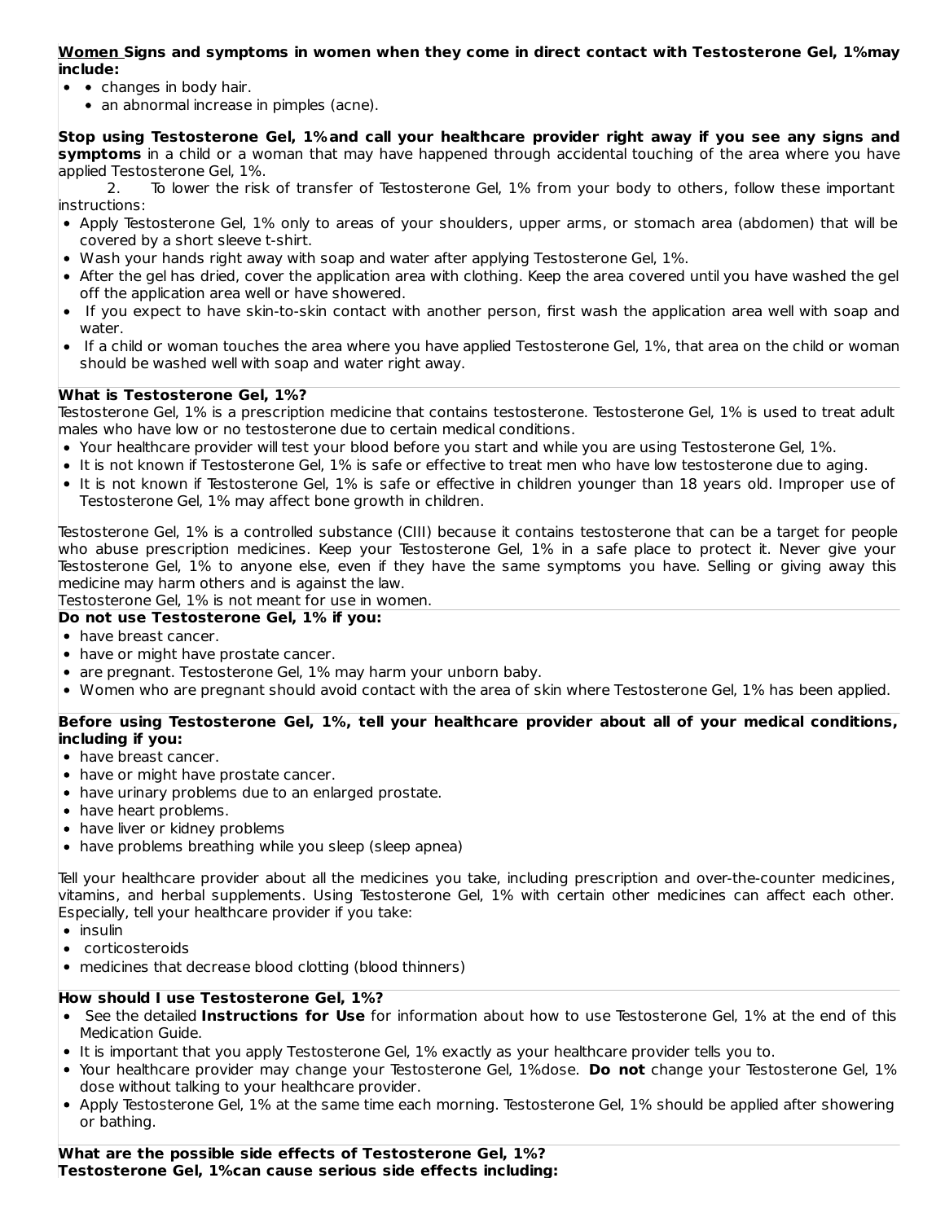**Women Signs and symptoms in women when they come in direct contact with Testosterone Gel, 1%may include:**

- changes in body hair.
- an abnormal increase in pimples (acne).

**Stop using Testosterone Gel, 1% and call your healthcare provider right away if you see any signs and symptoms** in a child or a woman that may have happened through accidental touching of the area where you have applied Testosterone Gel, 1%.

2. To lower the risk of transfer of Testosterone Gel, 1% from your body to others, follow these important instructions:

- Apply Testosterone Gel, 1% only to areas of your shoulders, upper arms, or stomach area (abdomen) that will be covered by a short sleeve t-shirt.
- Wash your hands right away with soap and water after applying Testosterone Gel, 1%.
- After the gel has dried, cover the application area with clothing. Keep the area covered until you have washed the gel off the application area well or have showered.
- If you expect to have skin-to-skin contact with another person, first wash the application area well with soap and water.
- If a child or woman touches the area where you have applied Testosterone Gel, 1%, that area on the child or woman should be washed well with soap and water right away.

**What is Testosterone Gel, 1%?**

Testosterone Gel, 1% is a prescription medicine that contains testosterone. Testosterone Gel, 1% is used to treat adult males who have low or no testosterone due to certain medical conditions.

- Your healthcare provider will test your blood before you start and while you are using Testosterone Gel, 1%.
- It is not known if Testosterone Gel, 1% is safe or effective to treat men who have low testosterone due to aging.
- It is not known if Testosterone Gel, 1% is safe or effective in children younger than 18 years old. Improper use of Testosterone Gel, 1% may affect bone growth in children.

Testosterone Gel, 1% is a controlled substance (CIII) because it contains testosterone that can be a target for people who abuse prescription medicines. Keep your Testosterone Gel, 1% in a safe place to protect it. Never give your Testosterone Gel, 1% to anyone else, even if they have the same symptoms you have. Selling or giving away this medicine may harm others and is against the law.

Testosterone Gel, 1% is not meant for use in women.

**Do not use Testosterone Gel, 1% if you:**

- have breast cancer.
- have or might have prostate cancer.
- are pregnant. Testosterone Gel, 1% may harm your unborn baby.
- Women who are pregnant should avoid contact with the area of skin where Testosterone Gel, 1% has been applied.

**Before using Testosterone Gel, 1%, tell your healthcare provider about all of your medical conditions, including if you:**

- have breast cancer.
- have or might have prostate cancer.
- have urinary problems due to an enlarged prostate.
- have heart problems.
- have liver or kidney problems
- have problems breathing while you sleep (sleep apnea)

Tell your healthcare provider about all the medicines you take, including prescription and over-the-counter medicines, vitamins, and herbal supplements. Using Testosterone Gel, 1% with certain other medicines can affect each other. Especially, tell your healthcare provider if you take:

- insulin
- corticosteroids
- medicines that decrease blood clotting (blood thinners)

**How should I use Testosterone Gel, 1%?**

- See the detailed **Instructions for Use** for information about how to use Testosterone Gel, 1% at the end of this Medication Guide.
- It is important that you apply Testosterone Gel, 1% exactly as your healthcare provider tells you to.
- Your healthcare provider may change your Testosterone Gel, 1%dose. **Do not** change your Testosterone Gel, 1% dose without talking to your healthcare provider.
- Apply Testosterone Gel, 1% at the same time each morning. Testosterone Gel, 1% should be applied after showering or bathing.

**What are the possible side effects of Testosterone Gel, 1%?**

**Testosterone Gel, 1%can cause serious side effects including:**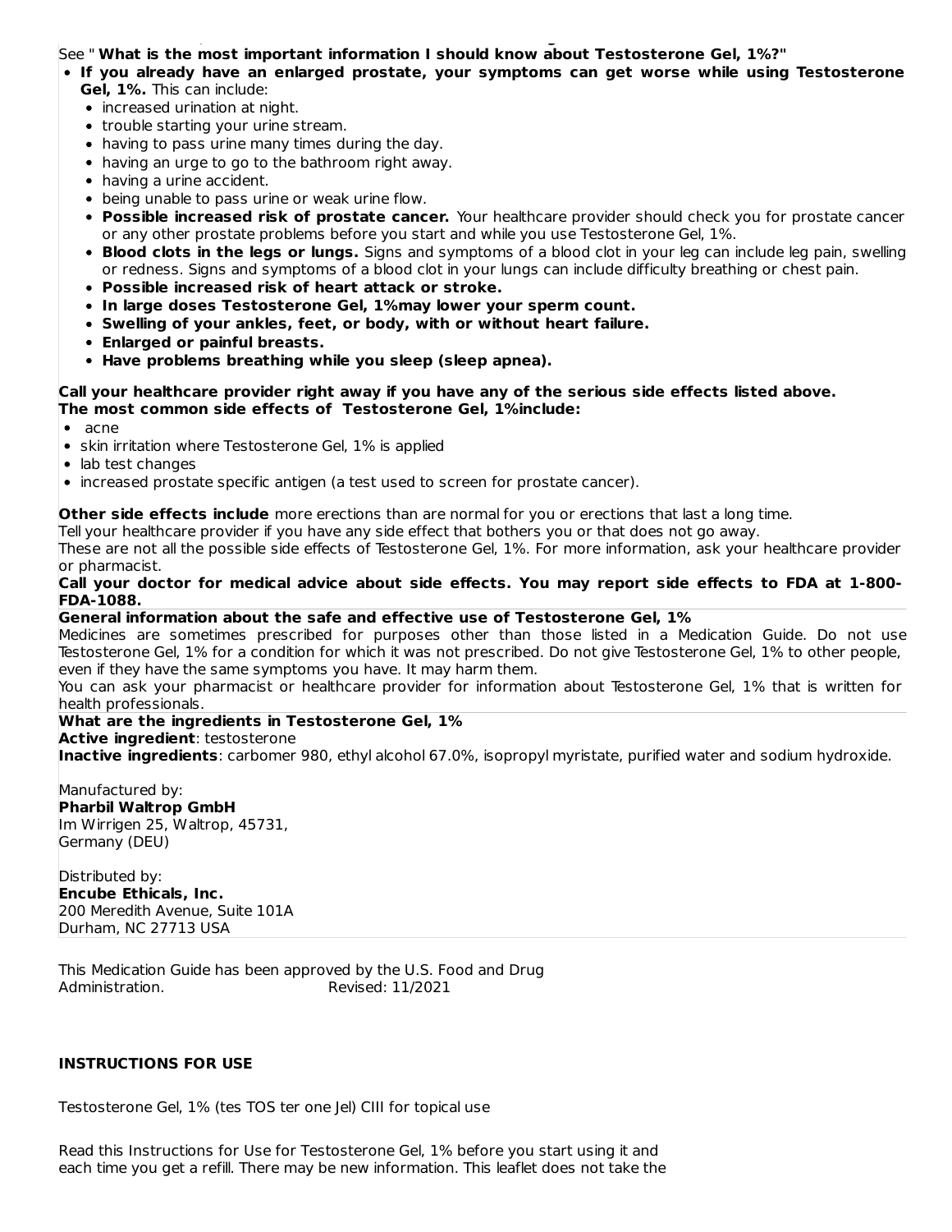See " **What is the most important information I should know about Testosterone Gel, 1%?"**

- **If you already have an enlarged prostate, your symptoms can get worse while using Testosterone Gel, 1%.** This can include:
  - increased urination at night.
  - trouble starting your urine stream.
  - having to pass urine many times during the day.
  - having an urge to go to the bathroom right away.
  - having a urine accident.
  - being unable to pass urine or weak urine flow.
  - **Possible increased risk of prostate cancer.** Your healthcare provider should check you for prostate cancer or any other prostate problems before you start and while you use Testosterone Gel, 1%.
  - **Blood clots in the legs or lungs.** Signs and symptoms of a blood clot in your leg can include leg pain, swelling or redness. Signs and symptoms of a blood clot in your lungs can include difficulty breathing or chest pain.
  - **Possible increased risk of heart attack or stroke.**
  - **In large doses Testosterone Gel, 1%may lower your sperm count.**
  - **Swelling of your ankles, feet, or body, with or without heart failure.**
  - **Enlarged or painful breasts.**
  - **Have problems breathing while you sleep (sleep apnea).**

**Call your healthcare provider right away if you have any of the serious side effects listed above.**
**The most common side effects of Testosterone Gel, 1%include:**

- acne
- skin irritation where Testosterone Gel, 1% is applied
- lab test changes
- increased prostate specific antigen (a test used to screen for prostate cancer).

**Other side effects include** more erections than are normal for you or erections that last a long time.
Tell your healthcare provider if you have any side effect that bothers you or that does not go away.
These are not all the possible side effects of Testosterone Gel, 1%. For more information, ask your healthcare provider or pharmacist.

**Call your doctor for medical advice about side effects. You may report side effects to FDA at 1-800-FDA-1088.**

**General information about the safe and effective use of Testosterone Gel, 1%**
Medicines are sometimes prescribed for purposes other than those listed in a Medication Guide. Do not use Testosterone Gel, 1% for a condition for which it was not prescribed. Do not give Testosterone Gel, 1% to other people, even if they have the same symptoms you have. It may harm them.
You can ask your pharmacist or healthcare provider for information about Testosterone Gel, 1% that is written for health professionals.

**What are the ingredients in Testosterone Gel, 1%**
**Active ingredient**: testosterone
**Inactive ingredients**: carbomer 980, ethyl alcohol 67.0%, isopropyl myristate, purified water and sodium hydroxide.

Manufactured by:
**Pharbil Waltrop GmbH**
Im Wirrigen 25, Waltrop, 45731,
Germany (DEU)

Distributed by:
**Encube Ethicals, Inc.**
200 Meredith Avenue, Suite 101A
Durham, NC 27713 USA

This Medication Guide has been approved by the U.S. Food and Drug Administration. Revised: 11/2021

**INSTRUCTIONS FOR USE**

Testosterone Gel, 1% (tes TOS ter one Jel) CIII for topical use

Read this Instructions for Use for Testosterone Gel, 1% before you start using it and each time you get a refill. There may be new information. This leaflet does not take the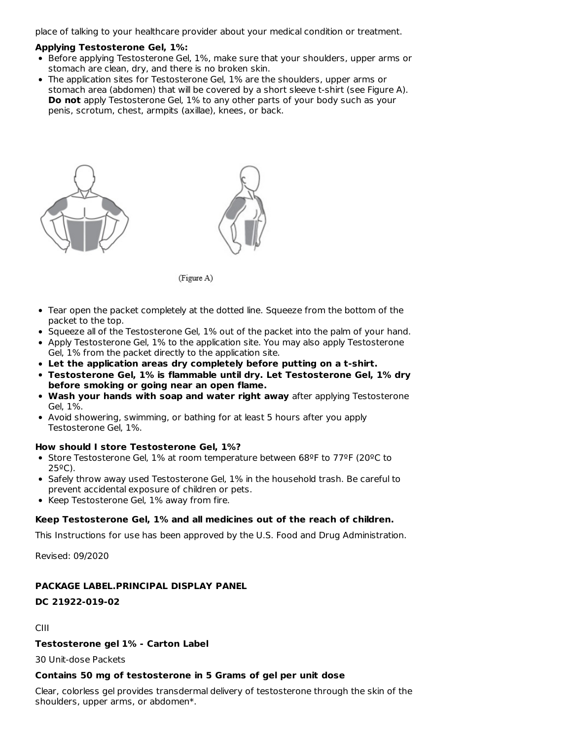place of talking to your healthcare provider about your medical condition or treatment.

**Applying Testosterone Gel, 1%:**

- Before applying Testosterone Gel, 1%, make sure that your shoulders, upper arms or stomach are clean, dry, and there is no broken skin.
- The application sites for Testosterone Gel, 1% are the shoulders, upper arms or stomach area (abdomen) that will be covered by a short sleeve t-shirt (see Figure A). **Do not** apply Testosterone Gel, 1% to any other parts of your body such as your penis, scrotum, chest, armpits (axillae), knees, or back.

(Figure A)

- Tear open the packet completely at the dotted line. Squeeze from the bottom of the packet to the top.
- Squeeze all of the Testosterone Gel, 1% out of the packet into the palm of your hand.
- Apply Testosterone Gel, 1% to the application site. You may also apply Testosterone Gel, 1% from the packet directly to the application site.
- **Let the application areas dry completely before putting on a t-shirt.**
- **Testosterone Gel, 1% is flammable until dry. Let Testosterone Gel, 1% dry before smoking or going near an open flame.**
- **Wash your hands with soap and water right away** after applying Testosterone Gel, 1%.
- Avoid showering, swimming, or bathing for at least 5 hours after you apply Testosterone Gel, 1%.

**How should I store Testosterone Gel, 1%?**

- Store Testosterone Gel, 1% at room temperature between 68ºF to 77ºF (20ºC to 25ºC).
- Safely throw away used Testosterone Gel, 1% in the household trash. Be careful to prevent accidental exposure of children or pets.
- Keep Testosterone Gel, 1% away from fire.

**Keep Testosterone Gel, 1% and all medicines out of the reach of children.**

This Instructions for use has been approved by the U.S. Food and Drug Administration.

Revised: 09/2020

**PACKAGE LABEL.PRINCIPAL DISPLAY PANEL**

**DC 21922-019-02**

CIII

**Testosterone gel 1% - Carton Label**

30 Unit-dose Packets

**Contains 50 mg of testosterone in 5 Grams of gel per unit dose**

Clear, colorless gel provides transdermal delivery of testosterone through the skin of the shoulders, upper arms, or abdomen*.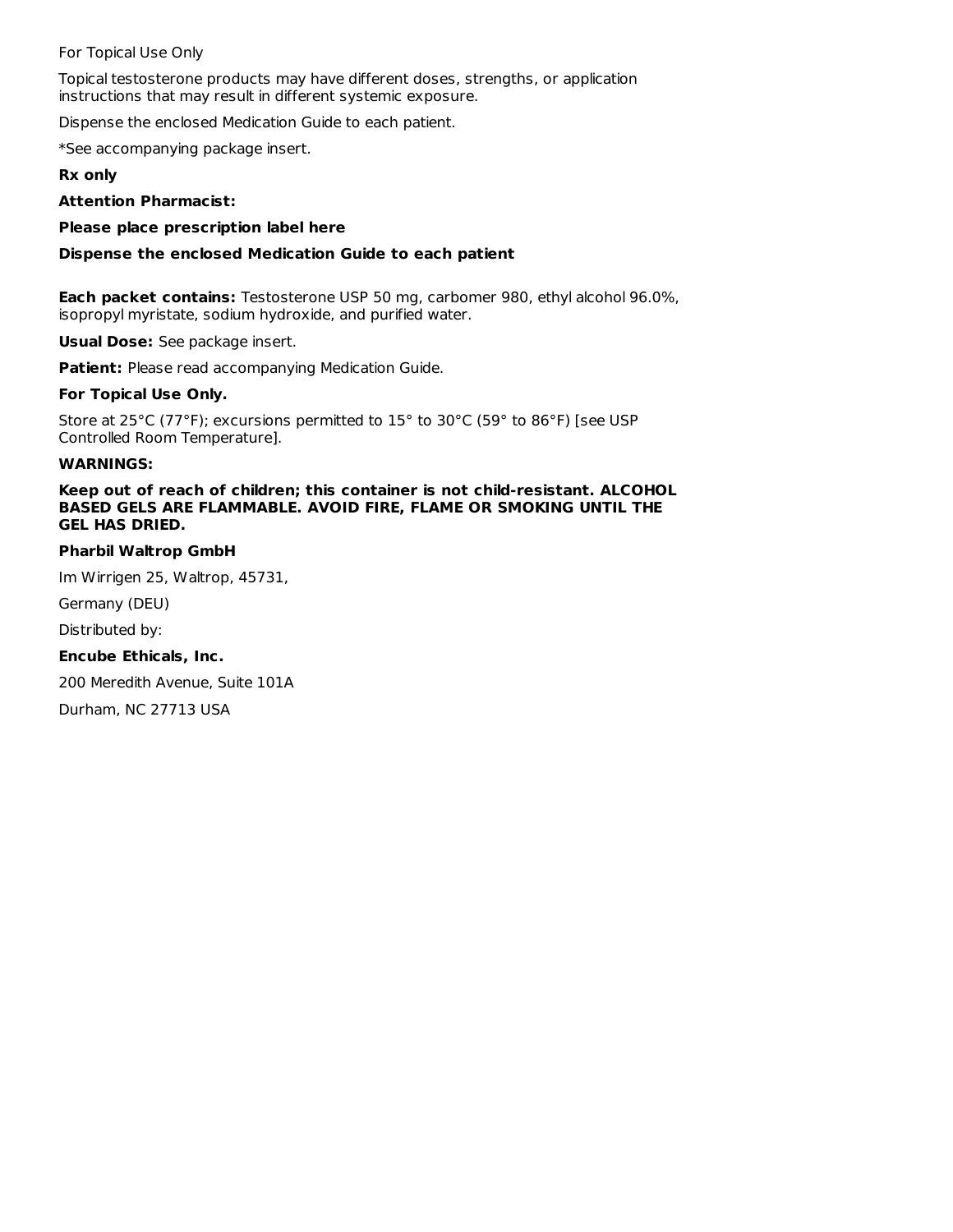For Topical Use Only

Topical testosterone products may have different doses, strengths, or application instructions that may result in different systemic exposure.

Dispense the enclosed Medication Guide to each patient.

*See accompanying package insert.

**Rx only**

**Attention Pharmacist:**

**Please place prescription label here**

**Dispense the enclosed Medication Guide to each patient**

**Each packet contains:** Testosterone USP 50 mg, carbomer 980, ethyl alcohol 96.0%, isopropyl myristate, sodium hydroxide, and purified water.

**Usual Dose:** See package insert.

**Patient:** Please read accompanying Medication Guide.

**For Topical Use Only.**

Store at 25°C (77°F); excursions permitted to 15° to 30°C (59° to 86°F) [see USP Controlled Room Temperature].

**WARNINGS:**

**Keep out of reach of children; this container is not child-resistant. ALCOHOL BASED GELS ARE FLAMMABLE. AVOID FIRE, FLAME OR SMOKING UNTIL THE GEL HAS DRIED.**

**Pharbil Waltrop GmbH**

Im Wirrigen 25, Waltrop, 45731,

Germany (DEU)

Distributed by:

**Encube Ethicals, Inc.**

200 Meredith Avenue, Suite 101A

Durham, NC 27713 USA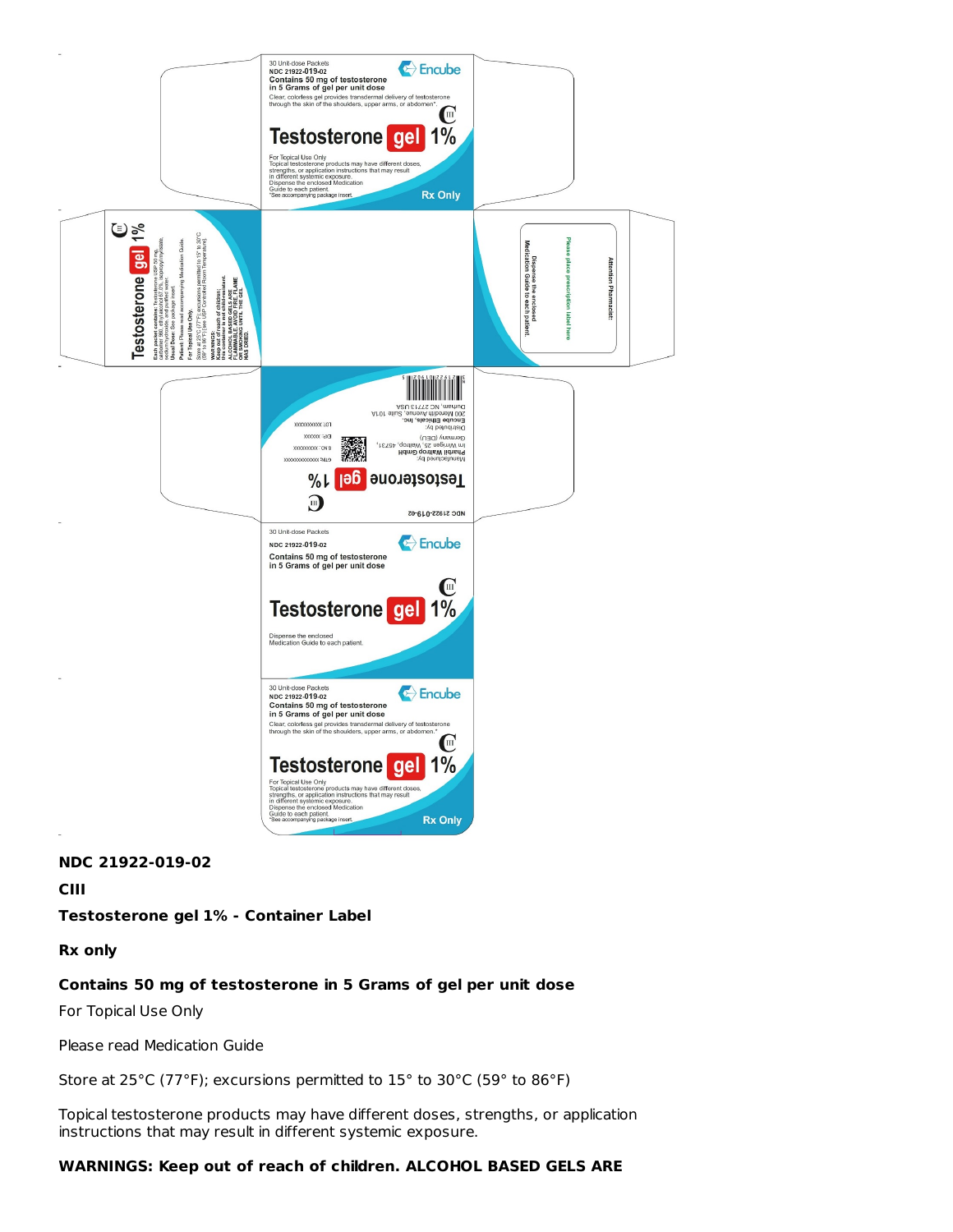**NDC 21922-019-02**

**CIII**

**Testosterone gel 1% - Container Label**

**Rx only**

**Contains 50 mg of testosterone in 5 Grams of gel per unit dose**

For Topical Use Only

Please read Medication Guide

Store at 25°C (77°F); excursions permitted to 15° to 30°C (59° to 86°F)

Topical testosterone products may have different doses, strengths, or application instructions that may result in different systemic exposure.

**WARNINGS: Keep out of reach of children. ALCOHOL BASED GELS ARE**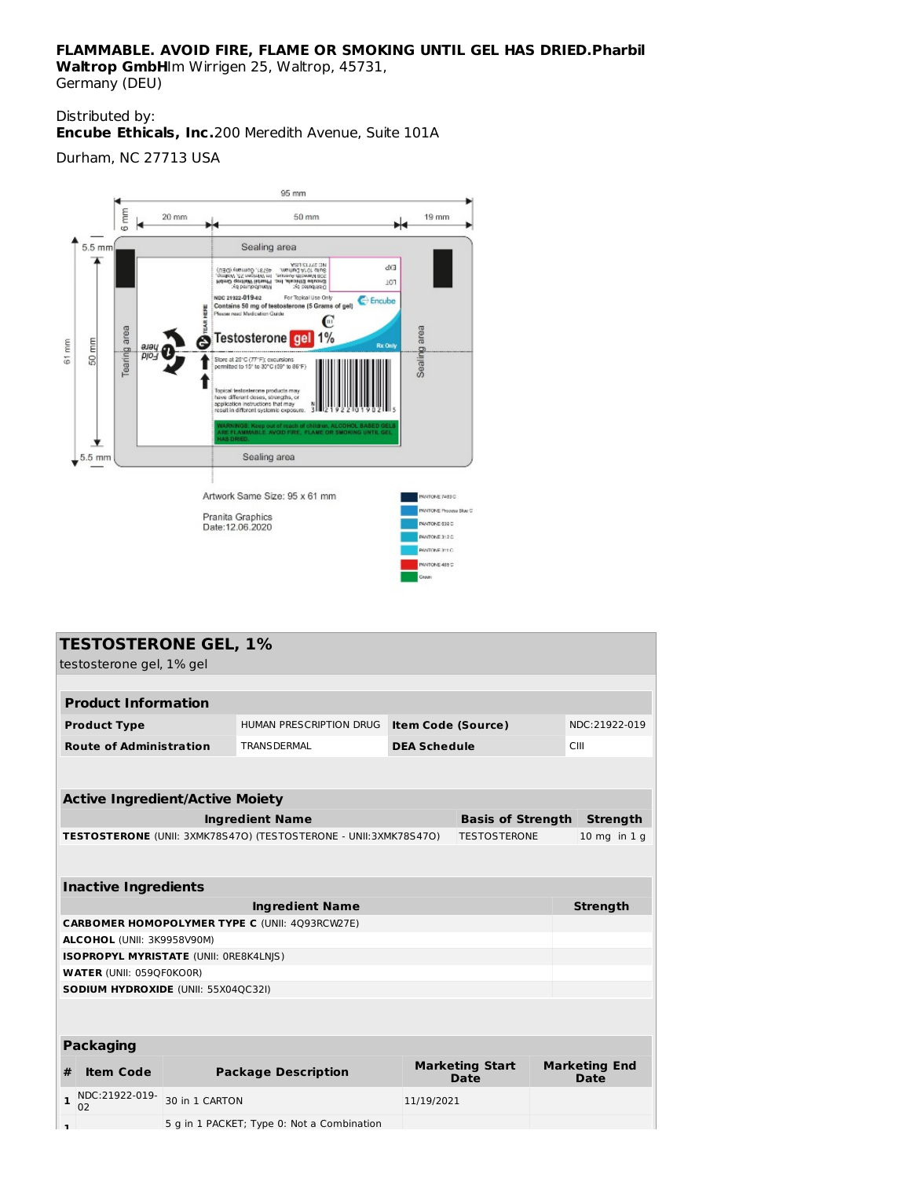**FLAMMABLE. AVOID FIRE, FLAME OR SMOKING UNTIL GEL HAS DRIED.** **Pharbil Waltrop GmbH** Im Wirrigen 25, Waltrop, 45731, Germany (DEU)

Distributed by:
**Encube Ethicals, Inc.** 200 Meredith Avenue, Suite 101A

Durham, NC 27713 USA

95 mm
6 mm 20 mm 50 mm 19 mm
5.5 mm
61 mm 50 mm
5.5 mm

Sealing area

Tearing area

Fold here

TEAR HERE

Distributed by: Encube Ethicals, Inc. 200 Meredith Avenue, Suite 101A Durham, NC 27713 USA
Manufactured by: Pharbil Waltrop GmbH Im Wirrigen 25, Waltrop, 45731, Germany (DEU)

EXP
LOT

NDC 21922-019-02 For Topical Use Only
Contains 50 mg of testosterone (5 Grams of gel)
Please read Medication Guide

Encube

CIII

Testosterone gel 1%

Rx Only

Store at 20°C (77°F); excursions permitted to 15° to 30°C (59° to 86°F)

Topical testosterone products may have different doses, strengths, or application instructions that may result in different systemic exposure.

N 3 21922 01902 5

WARNINGS: Keep out of reach of children. ALCOHOL BASED GELS ARE FLAMMABLE. AVOID FIRE, FLAME OR SMOKING UNTIL GEL HAS DRIED.

Sealing area

Sealing area

Artwork Same Size: 95 x 61 mm

Pranita Graphics
Date:12.06.2020

PANTONE 7463 C
PANTONE Process Blue C
PANTONE 639 C
PANTONE 312 C
PANTONE 311 C
PANTONE 485 C
Green

## TESTOSTERONE GEL, 1%

testosterone gel, 1% gel

### Product Information

| | | | |
|---|---|---|---|
| **Product Type** | HUMAN PRESCRIPTION DRUG | **Item Code (Source)** | NDC:21922-019 |
| **Route of Administration** | TRANSDERMAL | **DEA Schedule** | CIII |

### Active Ingredient/Active Moiety

| Ingredient Name | Basis of Strength | Strength |
|---|---|---|
| **TESTOSTERONE** (UNII: 3XMK78S47O) (TESTOSTERONE - UNII:3XMK78S47O) | TESTOSTERONE | 10 mg in 1 g |

### Inactive Ingredients

| Ingredient Name | Strength |
|---|---|
| **CARBOMER HOMOPOLYMER TYPE C** (UNII: 4Q93RCW27E) | |
| **ALCOHOL** (UNII: 3K9958V90M) | |
| **ISOPROPYL MYRISTATE** (UNII: 0RE8K4LNJS) | |
| **WATER** (UNII: 059QF0KO0R) | |
| **SODIUM HYDROXIDE** (UNII: 55X04QC32I) | |

### Packaging

| # | Item Code | Package Description | Marketing Start Date | Marketing End Date |
|---|---|---|---|---|
| 1 | NDC:21922-019-02 | 30 in 1 CARTON | 11/19/2021 | |
| 1 | | 5 g in 1 PACKET; Type 0: Not a Combination | | |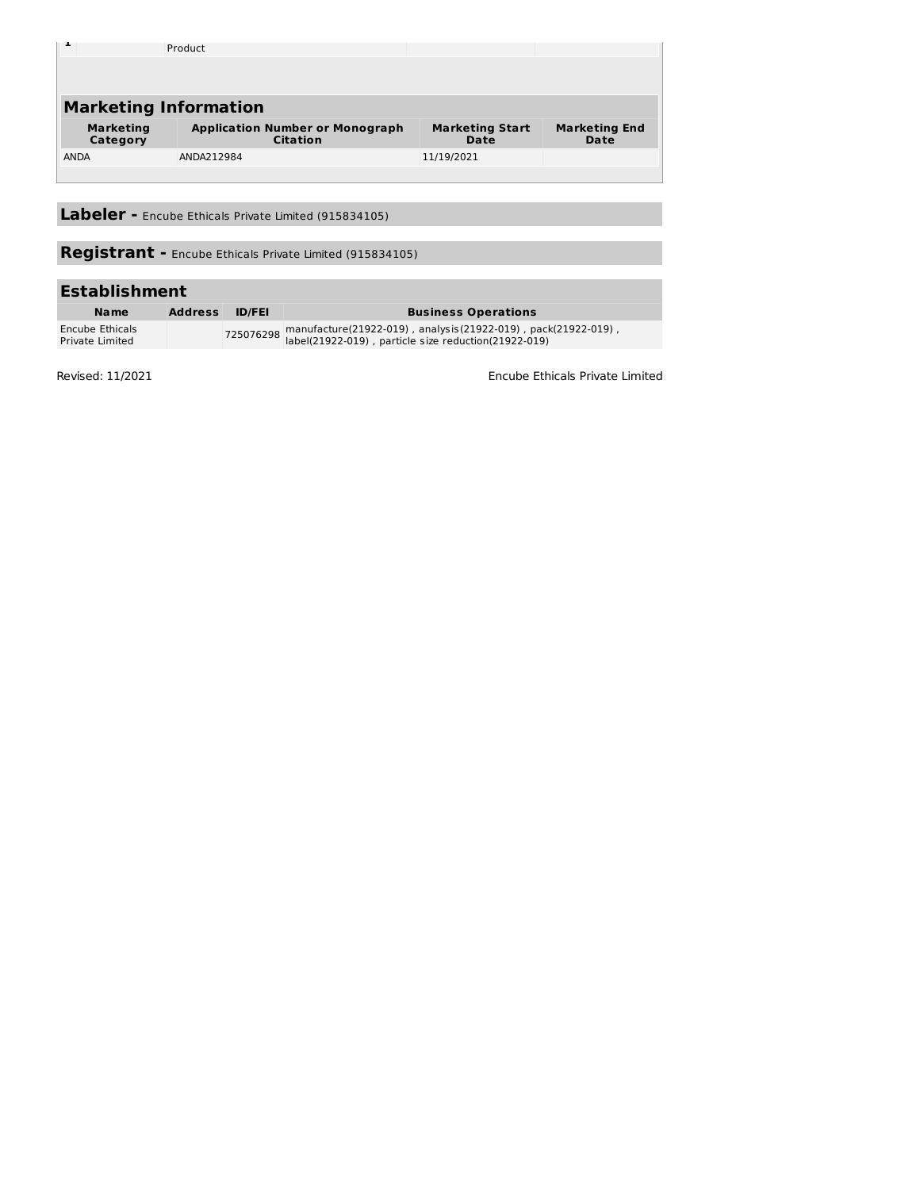| | | | |
|---|---|---|---|
| 1 | Product | | |

## Marketing Information

| Marketing Category | Application Number or Monograph Citation | Marketing Start Date | Marketing End Date |
|---|---|---|---|
| ANDA | ANDA212984 | 11/19/2021 | |

## Labeler - Encube Ethicals Private Limited (915834105)

## Registrant - Encube Ethicals Private Limited (915834105)

## Establishment

| Name | Address | ID/FEI | Business Operations |
|---|---|---|---|
| Encube Ethicals Private Limited | | 725076298 | manufacture(21922-019) , analysis(21922-019) , pack(21922-019) , label(21922-019) , particle size reduction(21922-019) |

Revised: 11/2021 Encube Ethicals Private Limited